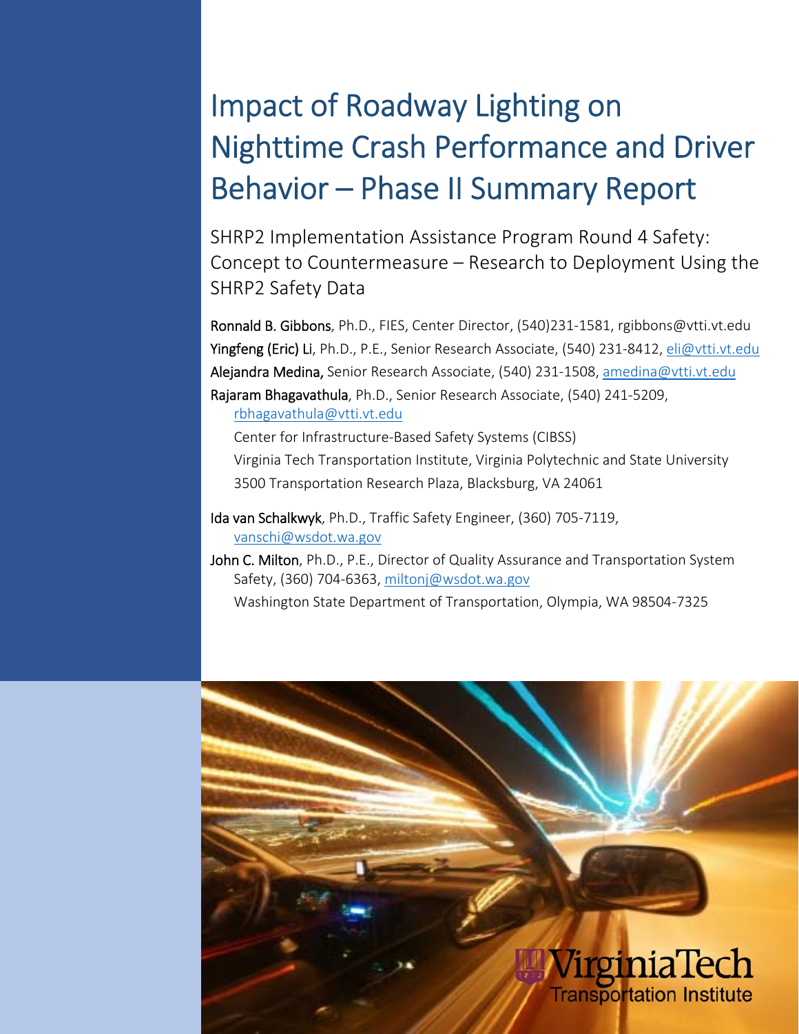# Impact of Roadway Lighting on Nighttime Crash Performance and Driver Behavior – Phase II Summary Report

SHRP2 Implementation Assistance Program Round 4 Safety: Concept to Countermeasure – Research to Deployment Using the SHRP2 Safety Data

**Ronnald B. Gibbons**, Ph.D., FIES, Center Director, (540)231-1581, rgibbons@vtti.vt.edu

**Yingfeng (Eric) Li**, Ph.D., P.E., Senior Research Associate, (540) 231-8412, eli@vtti.vt.edu

**Alejandra Medina,** Senior Research Associate, (540) 231-1508, amedina@vtti.vt.edu

**Rajaram Bhagavathula**, Ph.D., Senior Research Associate, (540) 241-5209, rbhagavathula@vtti.vt.edu

Center for Infrastructure-Based Safety Systems (CIBSS)

Virginia Tech Transportation Institute, Virginia Polytechnic and State University

3500 Transportation Research Plaza, Blacksburg, VA 24061

**Ida van Schalkwyk**, Ph.D., Traffic Safety Engineer, (360) 705-7119, vanschi@wsdot.wa.gov

**John C. Milton**, Ph.D., P.E., Director of Quality Assurance and Transportation System Safety, (360) 704-6363, miltonj@wsdot.wa.gov

Washington State Department of Transportation, Olympia, WA 98504-7325

VirginiaTech Transportation Institute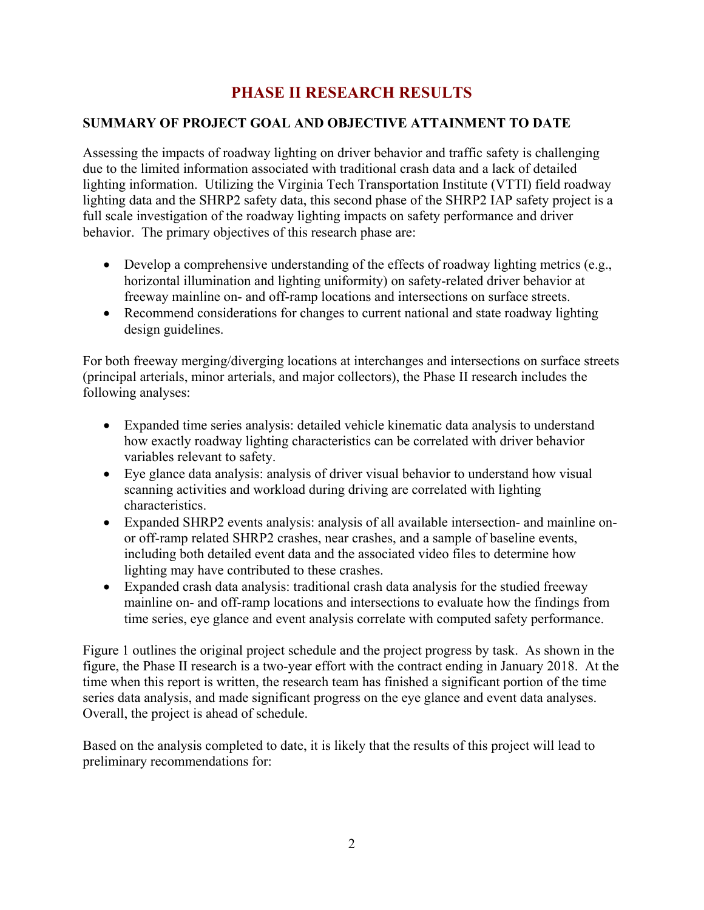# PHASE II RESEARCH RESULTS

## SUMMARY OF PROJECT GOAL AND OBJECTIVE ATTAINMENT TO DATE

Assessing the impacts of roadway lighting on driver behavior and traffic safety is challenging due to the limited information associated with traditional crash data and a lack of detailed lighting information. Utilizing the Virginia Tech Transportation Institute (VTTI) field roadway lighting data and the SHRP2 safety data, this second phase of the SHRP2 IAP safety project is a full scale investigation of the roadway lighting impacts on safety performance and driver behavior. The primary objectives of this research phase are:

- Develop a comprehensive understanding of the effects of roadway lighting metrics (e.g., horizontal illumination and lighting uniformity) on safety-related driver behavior at freeway mainline on- and off-ramp locations and intersections on surface streets.
- Recommend considerations for changes to current national and state roadway lighting design guidelines.

For both freeway merging/diverging locations at interchanges and intersections on surface streets (principal arterials, minor arterials, and major collectors), the Phase II research includes the following analyses:

- Expanded time series analysis: detailed vehicle kinematic data analysis to understand how exactly roadway lighting characteristics can be correlated with driver behavior variables relevant to safety.
- Eye glance data analysis: analysis of driver visual behavior to understand how visual scanning activities and workload during driving are correlated with lighting characteristics.
- Expanded SHRP2 events analysis: analysis of all available intersection- and mainline on- or off-ramp related SHRP2 crashes, near crashes, and a sample of baseline events, including both detailed event data and the associated video files to determine how lighting may have contributed to these crashes.
- Expanded crash data analysis: traditional crash data analysis for the studied freeway mainline on- and off-ramp locations and intersections to evaluate how the findings from time series, eye glance and event analysis correlate with computed safety performance.

Figure 1 outlines the original project schedule and the project progress by task. As shown in the figure, the Phase II research is a two-year effort with the contract ending in January 2018. At the time when this report is written, the research team has finished a significant portion of the time series data analysis, and made significant progress on the eye glance and event data analyses. Overall, the project is ahead of schedule.

Based on the analysis completed to date, it is likely that the results of this project will lead to preliminary recommendations for: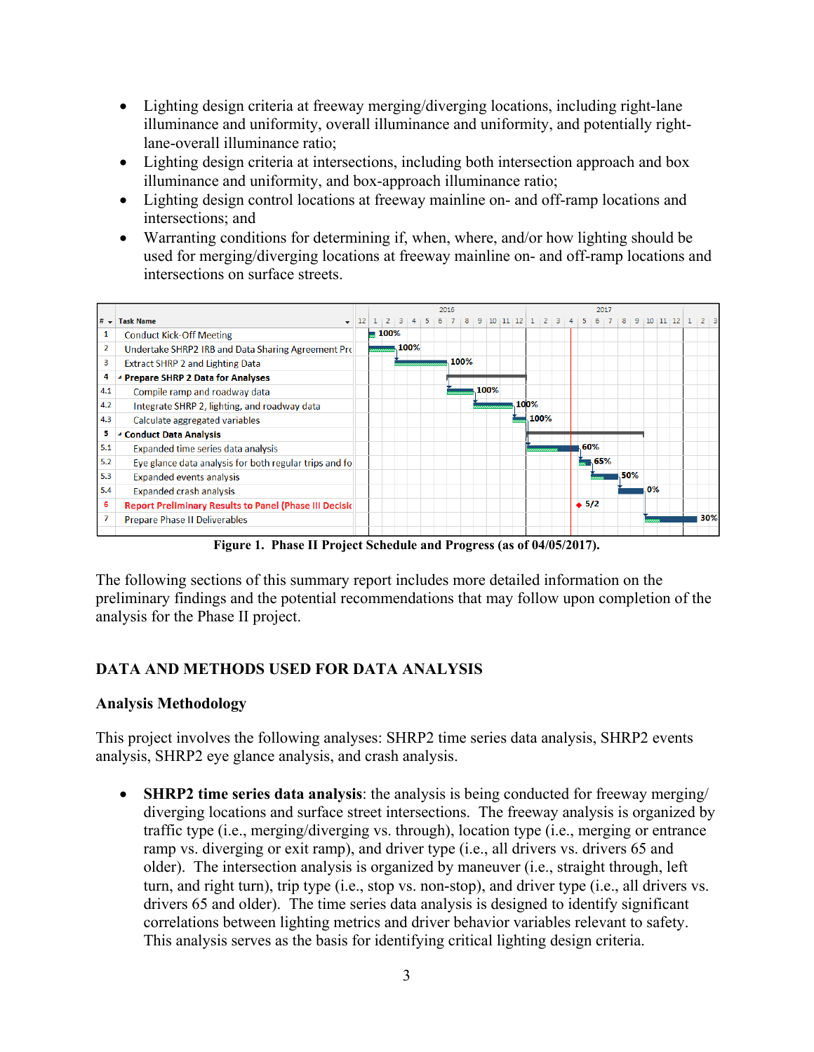- Lighting design criteria at freeway merging/diverging locations, including right-lane illuminance and uniformity, overall illuminance and uniformity, and potentially right-lane-overall illuminance ratio;
- Lighting design criteria at intersections, including both intersection approach and box illuminance and uniformity, and box-approach illuminance ratio;
- Lighting design control locations at freeway mainline on- and off-ramp locations and intersections; and
- Warranting conditions for determining if, when, where, and/or how lighting should be used for merging/diverging locations at freeway mainline on- and off-ramp locations and intersections on surface streets.

| # | Task Name | Progress |
|---|---|---|
| 1 | Conduct Kick-Off Meeting | 100% |
| 2 | Undertake SHRP2 IRB and Data Sharing Agreement Pro | 100% |
| 3 | Extract SHRP 2 and Lighting Data | 100% |
| 4 | **Prepare SHRP 2 Data for Analyses** | |
| 4.1 | Compile ramp and roadway data | 100% |
| 4.2 | Integrate SHRP 2, lighting, and roadway data | 100% |
| 4.3 | Calculate aggregated variables | 100% |
| 5 | **Conduct Data Analysis** | |
| 5.1 | Expanded time series data analysis | 60% |
| 5.2 | Eye glance data analysis for both regular trips and fo | 65% |
| 5.3 | Expanded events analysis | 50% |
| 5.4 | Expanded crash analysis | 0% |
| 6 | Report Preliminary Results to Panel (Phase III Decisio | 5/2 |
| 7 | Prepare Phase II Deliverables | 30% |

**Figure 1. Phase II Project Schedule and Progress (as of 04/05/2017).**

The following sections of this summary report includes more detailed information on the preliminary findings and the potential recommendations that may follow upon completion of the analysis for the Phase II project.

## DATA AND METHODS USED FOR DATA ANALYSIS

### Analysis Methodology

This project involves the following analyses: SHRP2 time series data analysis, SHRP2 events analysis, SHRP2 eye glance analysis, and crash analysis.

- **SHRP2 time series data analysis**: the analysis is being conducted for freeway merging/diverging locations and surface street intersections. The freeway analysis is organized by traffic type (i.e., merging/diverging vs. through), location type (i.e., merging or entrance ramp vs. diverging or exit ramp), and driver type (i.e., all drivers vs. drivers 65 and older). The intersection analysis is organized by maneuver (i.e., straight through, left turn, and right turn), trip type (i.e., stop vs. non-stop), and driver type (i.e., all drivers vs. drivers 65 and older). The time series data analysis is designed to identify significant correlations between lighting metrics and driver behavior variables relevant to safety. This analysis serves as the basis for identifying critical lighting design criteria.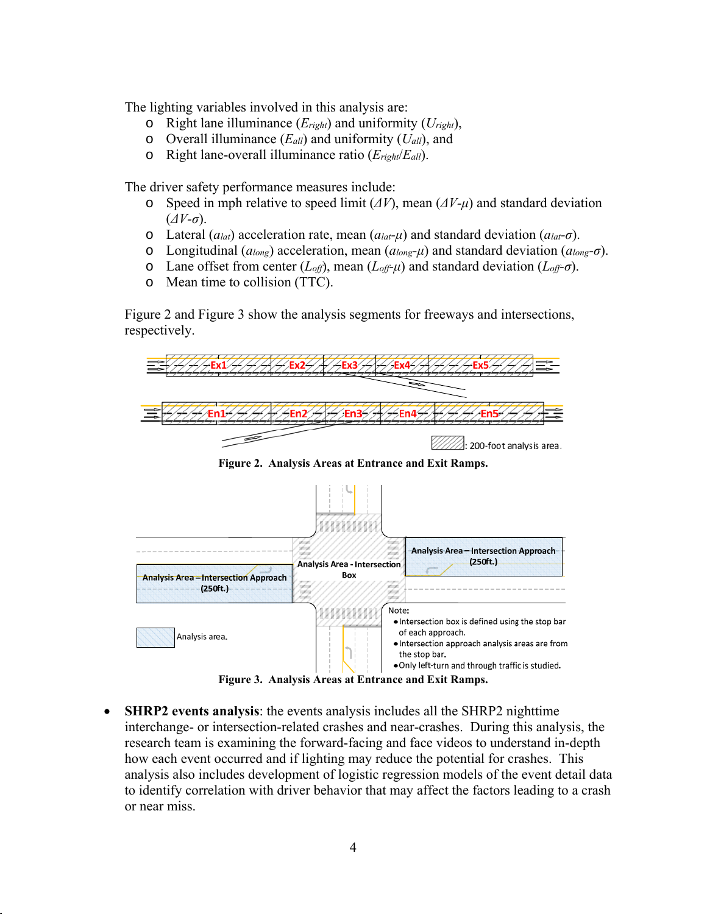The lighting variables involved in this analysis are:

- Right lane illuminance ($E_{right}$) and uniformity ($U_{right}$),
- Overall illuminance ($E_{all}$) and uniformity ($U_{all}$), and
- Right lane-overall illuminance ratio ($E_{right}/E_{all}$).

The driver safety performance measures include:

- Speed in mph relative to speed limit ($\Delta V$), mean ($\Delta V$-$\mu$) and standard deviation ($\Delta V$-$\sigma$).
- Lateral ($a_{lat}$) acceleration rate, mean ($a_{lat}$-$\mu$) and standard deviation ($a_{lat}$-$\sigma$).
- Longitudinal ($a_{long}$) acceleration, mean ($a_{long}$-$\mu$) and standard deviation ($a_{long}$-$\sigma$).
- Lane offset from center ($L_{off}$), mean ($L_{off}$-$\mu$) and standard deviation ($L_{off}$-$\sigma$).
- Mean time to collision (TTC).

Figure 2 and Figure 3 show the analysis segments for freeways and intersections, respectively.

Ex1 Ex2 Ex3 Ex4 Ex5

En1 En2 En3 En4 En5

: 200-foot analysis area.

**Figure 2. Analysis Areas at Entrance and Exit Ramps.**

Analysis Area – Intersection Approach (250ft.)

Analysis Area - Intersection Box

Analysis Area – Intersection Approach (250ft.)

Analysis area.

Note:
- Intersection box is defined using the stop bar of each approach.
- Intersection approach analysis areas are from the stop bar.
- Only left-turn and through traffic is studied.

**Figure 3. Analysis Areas at Entrance and Exit Ramps.**

- **SHRP2 events analysis**: the events analysis includes all the SHRP2 nighttime interchange- or intersection-related crashes and near-crashes. During this analysis, the research team is examining the forward-facing and face videos to understand in-depth how each event occurred and if lighting may reduce the potential for crashes. This analysis also includes development of logistic regression models of the event detail data to identify correlation with driver behavior that may affect the factors leading to a crash or near miss.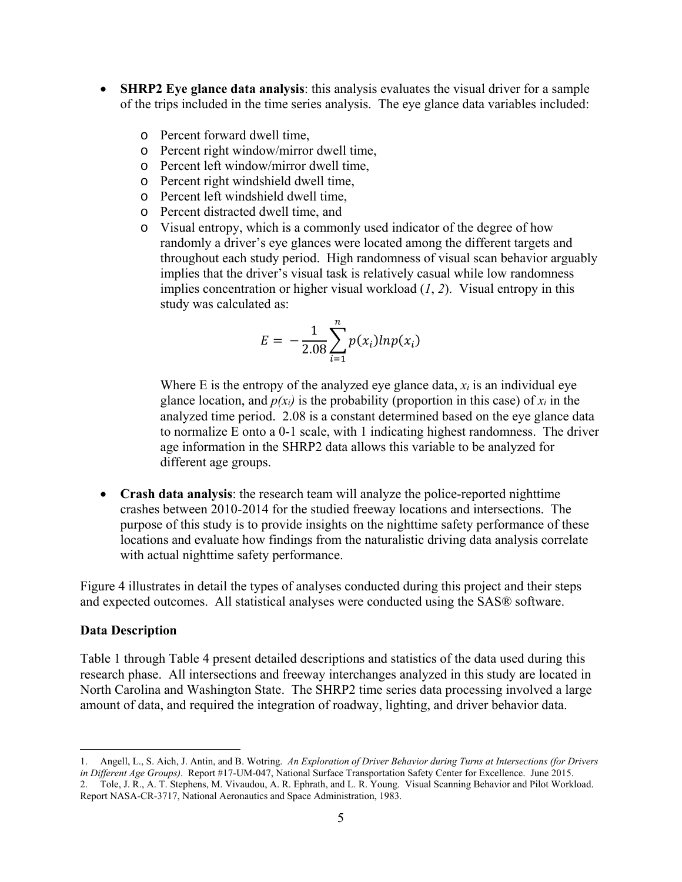- **SHRP2 Eye glance data analysis**: this analysis evaluates the visual driver for a sample of the trips included in the time series analysis. The eye glance data variables included:
  - Percent forward dwell time,
  - Percent right window/mirror dwell time,
  - Percent left window/mirror dwell time,
  - Percent right windshield dwell time,
  - Percent left windshield dwell time,
  - Percent distracted dwell time, and
  - Visual entropy, which is a commonly used indicator of the degree of how randomly a driver's eye glances were located among the different targets and throughout each study period. High randomness of visual scan behavior arguably implies that the driver's visual task is relatively casual while low randomness implies concentration or higher visual workload (*1*, *2*). Visual entropy in this study was calculated as:

    $$E = -\frac{1}{2.08}\sum_{i=1}^{n} p(x_i)\ln p(x_i)$$

    Where E is the entropy of the analyzed eye glance data, $x_i$ is an individual eye glance location, and $p(x_i)$ is the probability (proportion in this case) of $x_i$ in the analyzed time period. 2.08 is a constant determined based on the eye glance data to normalize E onto a 0-1 scale, with 1 indicating highest randomness. The driver age information in the SHRP2 data allows this variable to be analyzed for different age groups.

- **Crash data analysis**: the research team will analyze the police-reported nighttime crashes between 2010-2014 for the studied freeway locations and intersections. The purpose of this study is to provide insights on the nighttime safety performance of these locations and evaluate how findings from the naturalistic driving data analysis correlate with actual nighttime safety performance.

Figure 4 illustrates in detail the types of analyses conducted during this project and their steps and expected outcomes. All statistical analyses were conducted using the SAS® software.

**Data Description**

Table 1 through Table 4 present detailed descriptions and statistics of the data used during this research phase. All intersections and freeway interchanges analyzed in this study are located in North Carolina and Washington State. The SHRP2 time series data processing involved a large amount of data, and required the integration of roadway, lighting, and driver behavior data.

---

1. Angell, L., S. Aich, J. Antin, and B. Wotring. *An Exploration of Driver Behavior during Turns at Intersections (for Drivers in Different Age Groups)*. Report #17-UM-047, National Surface Transportation Safety Center for Excellence. June 2015.
2. Tole, J. R., A. T. Stephens, M. Vivaudou, A. R. Ephrath, and L. R. Young. Visual Scanning Behavior and Pilot Workload. Report NASA-CR-3717, National Aeronautics and Space Administration, 1983.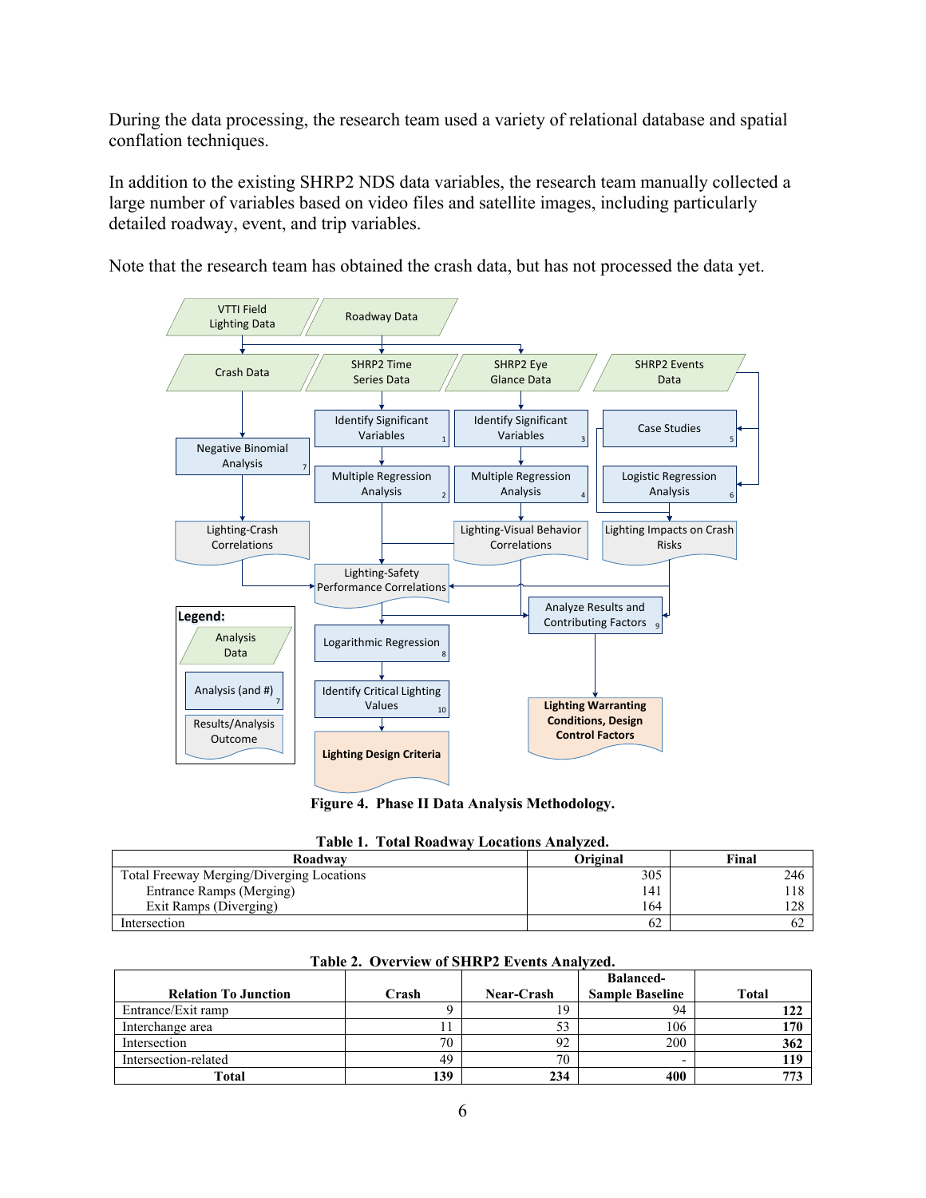During the data processing, the research team used a variety of relational database and spatial conflation techniques.

In addition to the existing SHRP2 NDS data variables, the research team manually collected a large number of variables based on video files and satellite images, including particularly detailed roadway, event, and trip variables.

Note that the research team has obtained the crash data, but has not processed the data yet.

**Figure 4. Phase II Data Analysis Methodology.**

**Table 1. Total Roadway Locations Analyzed.**

| Roadway | Original | Final |
|---|---|---|
| Total Freeway Merging/Diverging Locations | 305 | 246 |
| Entrance Ramps (Merging) | 141 | 118 |
| Exit Ramps (Diverging) | 164 | 128 |
| Intersection | 62 | 62 |

**Table 2. Overview of SHRP2 Events Analyzed.**

| Relation To Junction | Crash | Near-Crash | Balanced-Sample Baseline | Total |
|---|---|---|---|---|
| Entrance/Exit ramp | 9 | 19 | 94 | **122** |
| Interchange area | 11 | 53 | 106 | **170** |
| Intersection | 70 | 92 | 200 | **362** |
| Intersection-related | 49 | 70 | - | **119** |
| **Total** | **139** | **234** | **400** | **773** |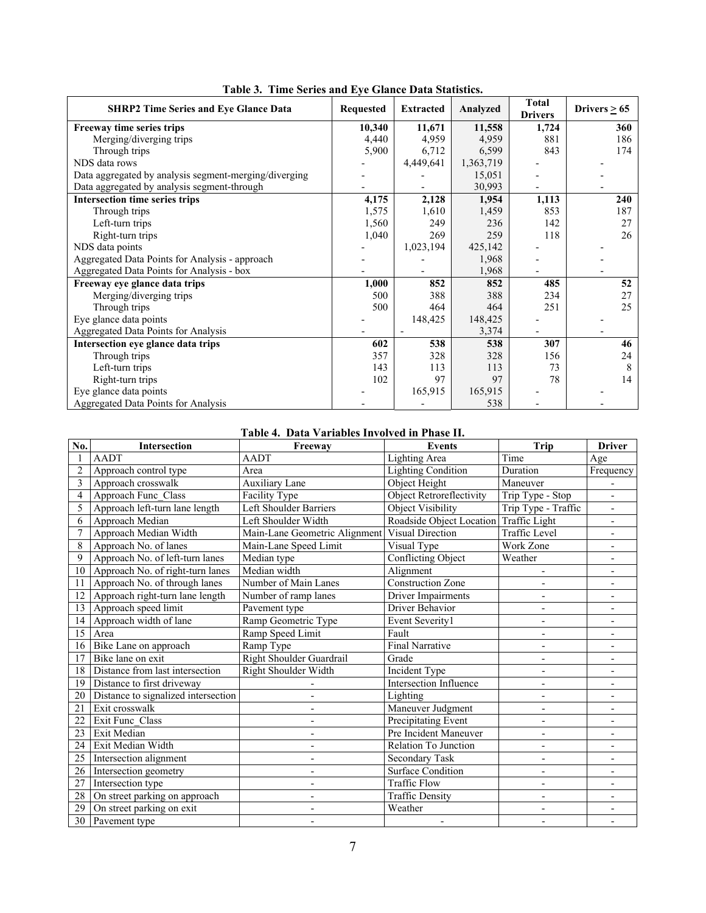**Table 3. Time Series and Eye Glance Data Statistics.**

| SHRP2 Time Series and Eye Glance Data | Requested | Extracted | Analyzed | Total Drivers | Drivers ≥ 65 |
|---|---|---|---|---|---|
| **Freeway time series trips** | **10,340** | **11,671** | **11,558** | **1,724** | **360** |
| Merging/diverging trips | 4,440 | 4,959 | 4,959 | 881 | 186 |
| Through trips | 5,900 | 6,712 | 6,599 | 843 | 174 |
| NDS data rows | - | 4,449,641 | 1,363,719 | - | - |
| Data aggregated by analysis segment-merging/diverging | - | - | 15,051 | - | - |
| Data aggregated by analysis segment-through | - | - | 30,993 | - | - |
| **Intersection time series trips** | **4,175** | **2,128** | **1,954** | **1,113** | **240** |
| Through trips | 1,575 | 1,610 | 1,459 | 853 | 187 |
| Left-turn trips | 1,560 | 249 | 236 | 142 | 27 |
| Right-turn trips | 1,040 | 269 | 259 | 118 | 26 |
| NDS data points | - | 1,023,194 | 425,142 | - | - |
| Aggregated Data Points for Analysis - approach | - | - | 1,968 | - | - |
| Aggregated Data Points for Analysis - box | - | - | 1,968 | - | - |
| **Freeway eye glance data trips** | **1,000** | **852** | **852** | **485** | **52** |
| Merging/diverging trips | 500 | 388 | 388 | 234 | 27 |
| Through trips | 500 | 464 | 464 | 251 | 25 |
| Eye glance data points | - | 148,425 | 148,425 | - | - |
| Aggregated Data Points for Analysis | - | - | 3,374 | - | - |
| **Intersection eye glance data trips** | **602** | **538** | **538** | **307** | **46** |
| Through trips | 357 | 328 | 328 | 156 | 24 |
| Left-turn trips | 143 | 113 | 113 | 73 | 8 |
| Right-turn trips | 102 | 97 | 97 | 78 | 14 |
| Eye glance data points | - | 165,915 | 165,915 | - | - |
| Aggregated Data Points for Analysis | - | - | 538 | - | - |

**Table 4. Data Variables Involved in Phase II.**

| No. | Intersection | Freeway | Events | Trip | Driver |
|---|---|---|---|---|---|
| 1 | AADT | AADT | Lighting Area | Time | Age |
| 2 | Approach control type | Area | Lighting Condition | Duration | Frequency |
| 3 | Approach crosswalk | Auxiliary Lane | Object Height | Maneuver | - |
| 4 | Approach Func_Class | Facility Type | Object Retroreflectivity | Trip Type - Stop | - |
| 5 | Approach left-turn lane length | Left Shoulder Barriers | Object Visibility | Trip Type - Traffic | - |
| 6 | Approach Median | Left Shoulder Width | Roadside Object Location | Traffic Light | - |
| 7 | Approach Median Width | Main-Lane Geometric Alignment | Visual Direction | Traffic Level | - |
| 8 | Approach No. of lanes | Main-Lane Speed Limit | Visual Type | Work Zone | - |
| 9 | Approach No. of left-turn lanes | Median type | Conflicting Object | Weather | - |
| 10 | Approach No. of right-turn lanes | Median width | Alignment | - | - |
| 11 | Approach No. of through lanes | Number of Main Lanes | Construction Zone | - | - |
| 12 | Approach right-turn lane length | Number of ramp lanes | Driver Impairments | - | - |
| 13 | Approach speed limit | Pavement type | Driver Behavior | - | - |
| 14 | Approach width of lane | Ramp Geometric Type | Event Severity1 | - | - |
| 15 | Area | Ramp Speed Limit | Fault | - | - |
| 16 | Bike Lane on approach | Ramp Type | Final Narrative | - | - |
| 17 | Bike lane on exit | Right Shoulder Guardrail | Grade | - | - |
| 18 | Distance from last intersection | Right Shoulder Width | Incident Type | - | - |
| 19 | Distance to first driveway | - | Intersection Influence | - | - |
| 20 | Distance to signalized intersection | - | Lighting | - | - |
| 21 | Exit crosswalk | - | Maneuver Judgment | - | - |
| 22 | Exit Func_Class | - | Precipitating Event | - | - |
| 23 | Exit Median | - | Pre Incident Maneuver | - | - |
| 24 | Exit Median Width | - | Relation To Junction | - | - |
| 25 | Intersection alignment | - | Secondary Task | - | - |
| 26 | Intersection geometry | - | Surface Condition | - | - |
| 27 | Intersection type | - | Traffic Flow | - | - |
| 28 | On street parking on approach | - | Traffic Density | - | - |
| 29 | On street parking on exit | - | Weather | - | - |
| 30 | Pavement type | - | - | - | - |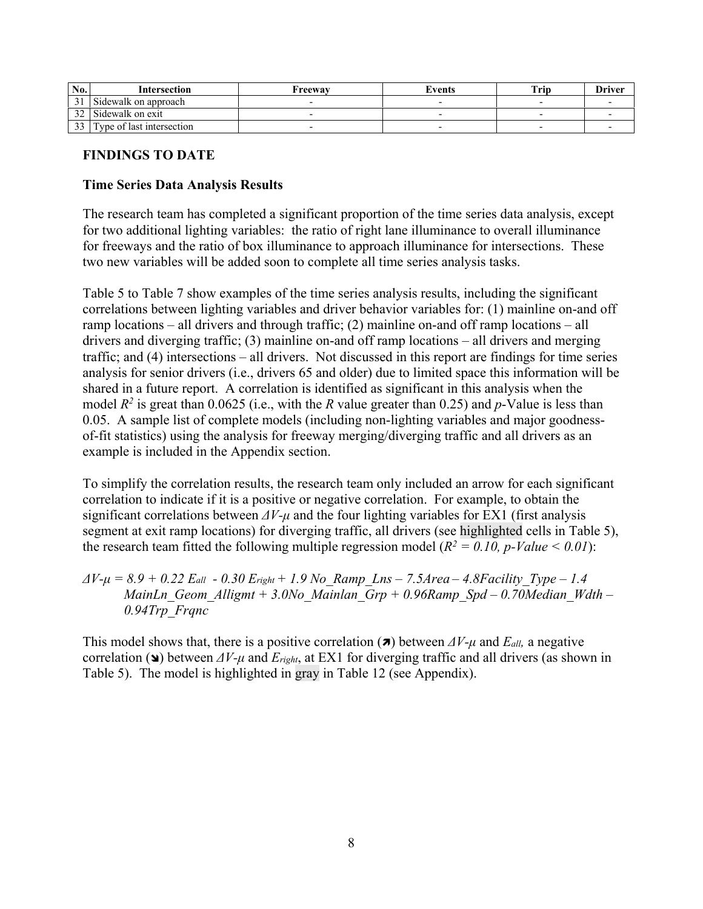| No. | Intersection | Freeway | Events | Trip | Driver |
| --- | --- | --- | --- | --- | --- |
| 31 | Sidewalk on approach | - | - | - | - |
| 32 | Sidewalk on exit | - | - | - | - |
| 33 | Type of last intersection | - | - | - | - |

## FINDINGS TO DATE

### Time Series Data Analysis Results

The research team has completed a significant proportion of the time series data analysis, except for two additional lighting variables: the ratio of right lane illuminance to overall illuminance for freeways and the ratio of box illuminance to approach illuminance for intersections. These two new variables will be added soon to complete all time series analysis tasks.

Table 5 to Table 7 show examples of the time series analysis results, including the significant correlations between lighting variables and driver behavior variables for: (1) mainline on-and off ramp locations – all drivers and through traffic; (2) mainline on-and off ramp locations – all drivers and diverging traffic; (3) mainline on-and off ramp locations – all drivers and merging traffic; and (4) intersections – all drivers. Not discussed in this report are findings for time series analysis for senior drivers (i.e., drivers 65 and older) due to limited space this information will be shared in a future report. A correlation is identified as significant in this analysis when the model $R^2$ is great than 0.0625 (i.e., with the $R$ value greater than 0.25) and $p$-Value is less than 0.05. A sample list of complete models (including non-lighting variables and major goodness-of-fit statistics) using the analysis for freeway merging/diverging traffic and all drivers as an example is included in the Appendix section.

To simplify the correlation results, the research team only included an arrow for each significant correlation to indicate if it is a positive or negative correlation. For example, to obtain the significant correlations between $\Delta V\text{-}\mu$ and the four lighting variables for EX1 (first analysis segment at exit ramp locations) for diverging traffic, all drivers (see highlighted cells in Table 5), the research team fitted the following multiple regression model ($R^2 = 0.10$, $p\text{-Value} < 0.01$):

$$\Delta V\text{-}\mu = 8.9 + 0.22\, E_{all} - 0.30\, E_{right} + 1.9\, No\_Ramp\_Lns - 7.5 Area - 4.8 Facility\_Type - 1.4\, MainLn\_Geom\_Alligmt + 3.0 No\_Mainlan\_Grp + 0.96 Ramp\_Spd - 0.70 Median\_Wdth - 0.94 Trp\_Frqnc$$

This model shows that, there is a positive correlation (➚) between $\Delta V\text{-}\mu$ and $E_{all}$, a negative correlation (➘) between $\Delta V\text{-}\mu$ and $E_{right}$, at EX1 for diverging traffic and all drivers (as shown in Table 5). The model is highlighted in gray in Table 12 (see Appendix).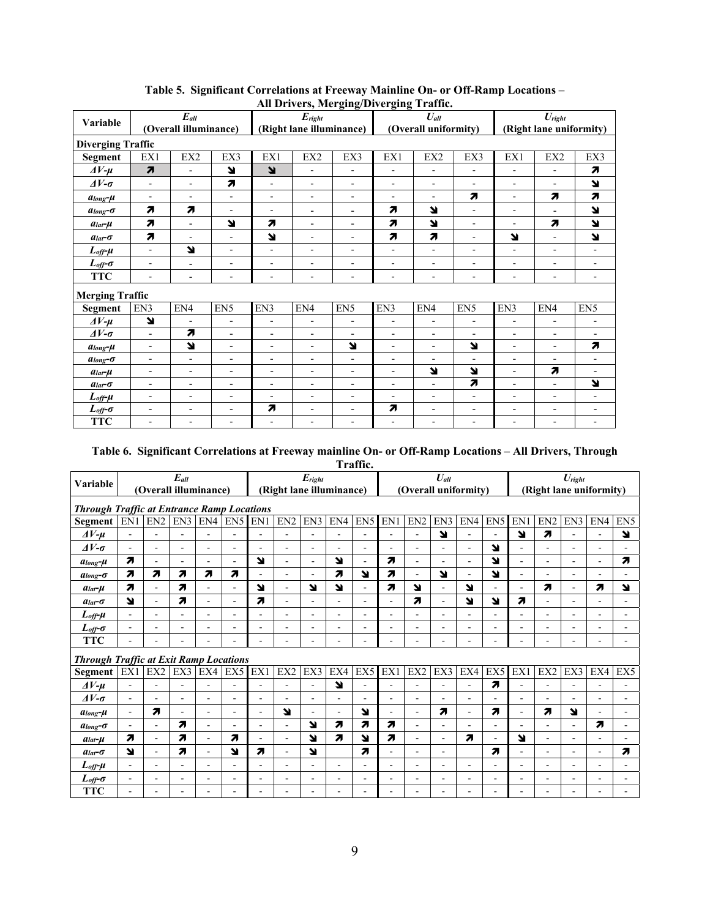**Table 5. Significant Correlations at Freeway Mainline On- or Off-Ramp Locations – All Drivers, Merging/Diverging Traffic.**

| Variable | $E_{all}$ (Overall illuminance) | | | $E_{right}$ (Right lane illuminance) | | | $U_{all}$ (Overall uniformity) | | | $U_{right}$ (Right lane uniformity) | | |
|---|---|---|---|---|---|---|---|---|---|---|---|---|
| **Diverging Traffic** | | | | | | | | | | | | |
| **Segment** | EX1 | EX2 | EX3 | EX1 | EX2 | EX3 | EX1 | EX2 | EX3 | EX1 | EX2 | EX3 |
| $\Delta V$-$\mu$ | ↗ | - | ↘ | ↘ | - | - | - | - | - | - | - | ↗ |
| $\Delta V$-$\sigma$ | - | - | ↗ | - | - | - | - | - | - | - | - | ↘ |
| $a_{long}$-$\mu$ | - | - | - | - | - | - | - | - | ↗ | - | ↗ | ↗ |
| $a_{long}$-$\sigma$ | ↗ | ↗ | - | - | - | - | ↗ | ↘ | - | - | - | ↘ |
| $a_{lat}$-$\mu$ | ↗ | - | ↘ | ↗ | - | - | ↗ | ↘ | - | - | ↗ | ↘ |
| $a_{lat}$-$\sigma$ | ↗ | - | - | ↘ | - | - | ↗ | ↗ | - | ↘ | - | ↘ |
| $L_{off}$-$\mu$ | - | ↘ | - | - | - | - | - | - | - | - | - | - |
| $L_{off}$-$\sigma$ | - | - | - | - | - | - | - | - | - | - | - | - |
| **TTC** | - | - | - | - | - | - | - | - | - | - | - | - |
| **Merging Traffic** | | | | | | | | | | | | |
| **Segment** | EN3 | EN4 | EN5 | EN3 | EN4 | EN5 | EN3 | EN4 | EN5 | EN3 | EN4 | EN5 |
| $\Delta V$-$\mu$ | ↘ | - | - | - | - | - | - | - | - | - | - | - |
| $\Delta V$-$\sigma$ | - | ↗ | - | - | - | - | - | - | - | - | - | - |
| $a_{long}$-$\mu$ | - | ↘ | - | - | - | ↘ | - | - | ↘ | - | - | ↗ |
| $a_{long}$-$\sigma$ | - | - | - | - | - | - | - | - | - | - | - | - |
| $a_{lat}$-$\mu$ | - | - | - | - | - | - | - | ↘ | ↘ | - | ↗ | - |
| $a_{lat}$-$\sigma$ | - | - | - | - | - | - | - | - | ↗ | - | - | ↘ |
| $L_{off}$-$\mu$ | - | - | - | - | - | - | - | - | - | - | - | - |
| $L_{off}$-$\sigma$ | - | - | - | ↗ | - | - | ↗ | - | - | - | - | - |
| **TTC** | - | - | - | - | - | - | - | - | - | - | - | - |

**Table 6. Significant Correlations at Freeway mainline On- or Off-Ramp Locations – All Drivers, Through Traffic.**

| Variable | $E_{all}$ (Overall illuminance) | | | | | $E_{right}$ (Right lane illuminance) | | | | | $U_{all}$ (Overall uniformity) | | | | | $U_{right}$ (Right lane uniformity) | | | | |
|---|---|---|---|---|---|---|---|---|---|---|---|---|---|---|---|---|---|---|---|---|
| ***Through Traffic at Entrance Ramp Locations*** | | | | | | | | | | | | | | | | | | | | |
| **Segment** | EN1 | EN2 | EN3 | EN4 | EN5 | EN1 | EN2 | EN3 | EN4 | EN5 | EN1 | EN2 | EN3 | EN4 | EN5 | EN1 | EN2 | EN3 | EN4 | EN5 |
| $\Delta V$-$\mu$ | - | - | - | - | - | - | - | - | - | - | - | - | ↘ | - | - | ↘ | ↗ | - | - | ↘ |
| $\Delta V$-$\sigma$ | - | - | - | - | - | - | - | - | - | - | - | - | - | - | ↘ | - | - | - | - | - |
| $a_{long}$-$\mu$ | ↗ | - | - | - | - | ↘ | - | - | ↘ | - | ↗ | - | - | - | ↘ | - | - | - | - | ↗ |
| $a_{long}$-$\sigma$ | ↗ | ↗ | ↗ | ↗ | ↗ | - | - | - | ↗ | ↘ | ↗ | - | ↘ | - | ↘ | - | - | - | - | - |
| $a_{lat}$-$\mu$ | ↗ | - | ↗ | - | - | ↘ | - | ↘ | ↘ | - | ↗ | ↘ | - | ↘ | - | - | ↗ | - | ↗ | ↘ |
| $a_{lat}$-$\sigma$ | ↘ | - | ↗ | - | - | ↗ | - | - | - | - | - | ↗ | - | ↘ | ↘ | ↗ | - | - | - | - |
| $L_{off}$-$\mu$ | - | - | - | - | - | - | - | - | - | - | - | - | - | - | - | - | - | - | - | - |
| $L_{off}$-$\sigma$ | - | - | - | - | - | - | - | - | - | - | - | - | - | - | - | - | - | - | - | - |
| **TTC** | - | - | - | - | - | - | - | - | - | - | - | - | - | - | - | - | - | - | - | - |
| ***Through Traffic at Exit Ramp Locations*** | | | | | | | | | | | | | | | | | | | | |
| **Segment** | EX1 | EX2 | EX3 | EX4 | EX5 | EX1 | EX2 | EX3 | EX4 | EX5 | EX1 | EX2 | EX3 | EX4 | EX5 | EX1 | EX2 | EX3 | EX4 | EX5 |
| $\Delta V$-$\mu$ | - | - | - | - | - | - | - | - | ↘ | - | - | - | - | - | ↗ | - | - | - | - | - |
| $\Delta V$-$\sigma$ | - | - | - | - | - | - | - | - | - | - | - | - | - | - | - | - | - | - | - | - |
| $a_{long}$-$\mu$ | - | ↗ | - | - | - | - | ↘ | - | - | ↘ | - | - | ↗ | - | ↗ | - | ↗ | ↘ | - | - |
| $a_{long}$-$\sigma$ | - | - | ↗ | - | - | - | - | ↘ | ↗ | ↗ | ↗ | - | - | - | - | - | - | - | ↗ | - |
| $a_{lat}$-$\mu$ | ↗ | - | ↗ | - | ↗ | - | - | ↘ | ↗ | ↘ | ↗ | - | - | ↗ | - | ↘ | - | - | - | - |
| $a_{lat}$-$\sigma$ | ↘ | - | ↗ | - | ↘ | ↗ | - | ↘ | | ↗ | - | - | - | | ↗ | - | - | - | - | ↗ |
| $L_{off}$-$\mu$ | - | - | - | - | - | - | - | - | - | - | - | - | - | - | - | - | - | - | - | - |
| $L_{off}$-$\sigma$ | - | - | - | - | - | - | - | - | - | - | - | - | - | - | - | - | - | - | - | - |
| **TTC** | - | - | - | - | - | - | - | - | - | - | - | - | - | - | - | - | - | - | - | - |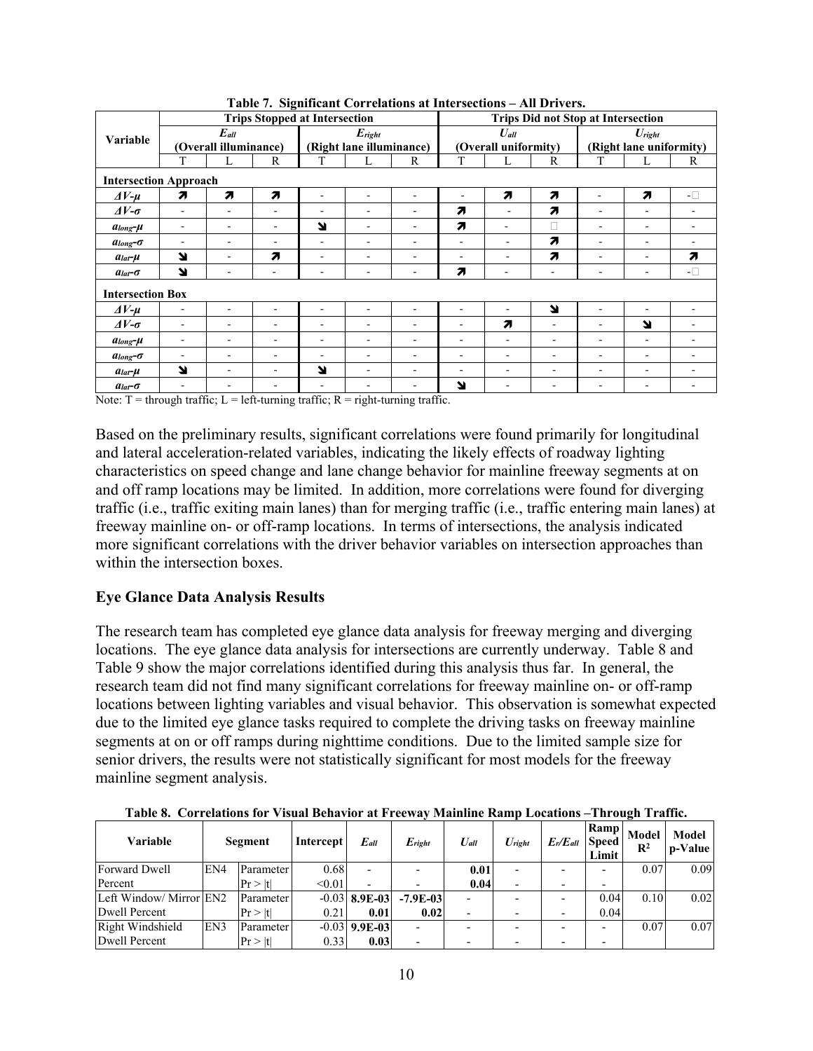**Table 7. Significant Correlations at Intersections – All Drivers.**

| Variable | Trips Stopped at Intersection | | | | | | Trips Did not Stop at Intersection | | | | | |
|---|---|---|---|---|---|---|---|---|---|---|---|---|
| | $E_{all}$ (Overall illuminance) | | | $E_{right}$ (Right lane illuminance) | | | $U_{all}$ (Overall uniformity) | | | $U_{right}$ (Right lane uniformity) | | |
| | T | L | R | T | L | R | T | L | R | T | L | R |
| **Intersection Approach** | | | | | | | | | | | | |
| $\Delta V$-$\mu$ | ↗ | ↗ | ↗ | - | - | - | - | ↗ | ↗ | - | ↗ | - |
| $\Delta V$-$\sigma$ | - | - | - | - | - | - | ↗ | - | ↗ | - | - | - |
| $a_{long}$-$\mu$ | - | - | - | ↘ | - | - | ↗ | - | | - | - | - |
| $a_{long}$-$\sigma$ | - | - | - | - | - | - | - | - | ↗ | - | - | - |
| $a_{lat}$-$\mu$ | ↘ | - | ↗ | - | - | - | - | - | ↗ | - | - | ↗ |
| $a_{lat}$-$\sigma$ | ↘ | - | - | - | - | - | ↗ | - | - | - | - | - |
| **Intersection Box** | | | | | | | | | | | | |
| $\Delta V$-$\mu$ | - | - | - | - | - | - | - | - | ↘ | - | - | - |
| $\Delta V$-$\sigma$ | - | - | - | - | - | - | - | ↗ | - | - | ↘ | - |
| $a_{long}$-$\mu$ | - | - | - | - | - | - | - | - | - | - | - | - |
| $a_{long}$-$\sigma$ | - | - | - | - | - | - | - | - | - | - | - | - |
| $a_{lat}$-$\mu$ | ↘ | - | - | ↘ | - | - | - | - | - | - | - | - |
| $a_{lat}$-$\sigma$ | - | - | - | - | - | - | ↘ | - | - | - | - | - |

Note: T = through traffic; L = left-turning traffic; R = right-turning traffic.

Based on the preliminary results, significant correlations were found primarily for longitudinal and lateral acceleration-related variables, indicating the likely effects of roadway lighting characteristics on speed change and lane change behavior for mainline freeway segments at on and off ramp locations may be limited. In addition, more correlations were found for diverging traffic (i.e., traffic exiting main lanes) than for merging traffic (i.e., traffic entering main lanes) at freeway mainline on- or off-ramp locations. In terms of intersections, the analysis indicated more significant correlations with the driver behavior variables on intersection approaches than within the intersection boxes.

## Eye Glance Data Analysis Results

The research team has completed eye glance data analysis for freeway merging and diverging locations. The eye glance data analysis for intersections are currently underway. Table 8 and Table 9 show the major correlations identified during this analysis thus far. In general, the research team did not find many significant correlations for freeway mainline on- or off-ramp locations between lighting variables and visual behavior. This observation is somewhat expected due to the limited eye glance tasks required to complete the driving tasks on freeway mainline segments at on or off ramps during nighttime conditions. Due to the limited sample size for senior drivers, the results were not statistically significant for most models for the freeway mainline segment analysis.

**Table 8. Correlations for Visual Behavior at Freeway Mainline Ramp Locations –Through Traffic.**

| Variable | Segment | | Intercept | $E_{all}$ | $E_{right}$ | $U_{all}$ | $U_{right}$ | $E_r/E_{all}$ | Ramp Speed Limit | Model $R^2$ | Model p-Value |
|---|---|---|---|---|---|---|---|---|---|---|---|
| Forward Dwell Percent | EN4 | Parameter | 0.68 | - | - | **0.01** | - | - | - | 0.07 | 0.09 |
| | | Pr > \|t\| | <0.01 | - | - | **0.04** | - | - | - | | |
| Left Window/ Mirror Dwell Percent | EN2 | Parameter | -0.03 | **8.9E-03** | **-7.9E-03** | - | - | - | 0.04 | 0.10 | 0.02 |
| | | Pr > \|t\| | 0.21 | **0.01** | **0.02** | - | - | - | 0.04 | | |
| Right Windshield Dwell Percent | EN3 | Parameter | -0.03 | **9.9E-03** | - | - | - | - | - | 0.07 | 0.07 |
| | | Pr > \|t\| | 0.33 | **0.03** | - | - | - | - | - | | |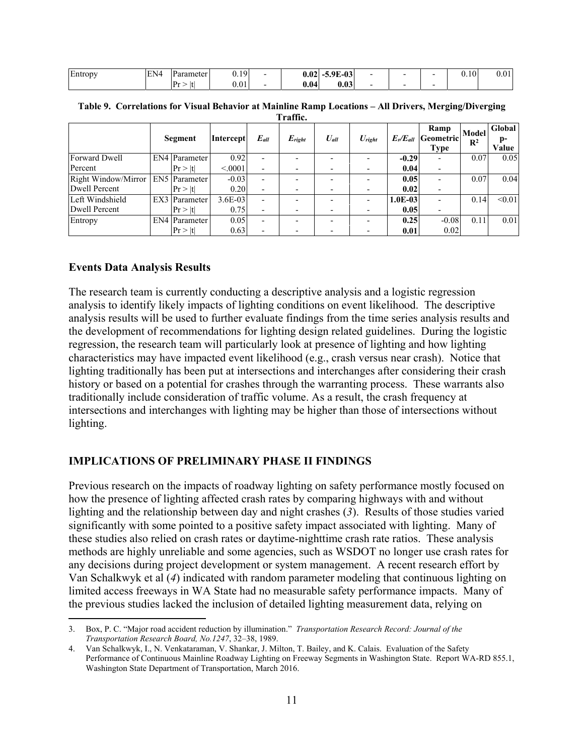| | | | | | | | | | | | |
|---|---|---|---|---|---|---|---|---|---|---|---|
| Entropy | EN4 | Parameter | 0.19 | - | **0.02** | **-5.9E-03** | - | - | - | 0.10 | 0.01 |
| | | Pr > \|t\| | 0.01 | - | **0.04** | **0.03** | - | - | - | | |

**Table 9. Correlations for Visual Behavior at Mainline Ramp Locations – All Drivers, Merging/Diverging Traffic.**

| | Segment | | Intercept | $E_{all}$ | $E_{right}$ | $U_{all}$ | $U_{right}$ | $E_r/E_{all}$ | Ramp Geometric Type | Model $R^2$ | Global p-Value |
|---|---|---|---|---|---|---|---|---|---|---|---|
| Forward Dwell Percent | EN4 | Parameter | 0.92 | - | - | - | - | **-0.29** | - | 0.07 | 0.05 |
| | | Pr > \|t\| | <.0001 | - | - | - | - | **0.04** | - | | |
| Right Window/Mirror Dwell Percent | EN5 | Parameter | -0.03 | - | - | - | - | **0.05** | - | 0.07 | 0.04 |
| | | Pr > \|t\| | 0.20 | - | - | - | - | **0.02** | - | | |
| Left Windshield Dwell Percent | EX3 | Parameter | 3.6E-03 | - | - | - | - | **1.0E-03** | - | 0.14 | <0.01 |
| | | Pr > \|t\| | 0.75 | - | - | - | - | **0.05** | - | | |
| Entropy | EN4 | Parameter | 0.05 | - | - | - | - | **0.25** | -0.08 | 0.11 | 0.01 |
| | | Pr > \|t\| | 0.63 | - | - | - | - | **0.01** | 0.02 | | |

### Events Data Analysis Results

The research team is currently conducting a descriptive analysis and a logistic regression analysis to identify likely impacts of lighting conditions on event likelihood. The descriptive analysis results will be used to further evaluate findings from the time series analysis results and the development of recommendations for lighting design related guidelines. During the logistic regression, the research team will particularly look at presence of lighting and how lighting characteristics may have impacted event likelihood (e.g., crash versus near crash). Notice that lighting traditionally has been put at intersections and interchanges after considering their crash history or based on a potential for crashes through the warranting process. These warrants also traditionally include consideration of traffic volume. As a result, the crash frequency at intersections and interchanges with lighting may be higher than those of intersections without lighting.

## IMPLICATIONS OF PRELIMINARY PHASE II FINDINGS

Previous research on the impacts of roadway lighting on safety performance mostly focused on how the presence of lighting affected crash rates by comparing highways with and without lighting and the relationship between day and night crashes (*3*). Results of those studies varied significantly with some pointed to a positive safety impact associated with lighting. Many of these studies also relied on crash rates or daytime-nighttime crash rate ratios. These analysis methods are highly unreliable and some agencies, such as WSDOT no longer use crash rates for any decisions during project development or system management. A recent research effort by Van Schalkwyk et al (*4*) indicated with random parameter modeling that continuous lighting on limited access freeways in WA State had no measurable safety performance impacts. Many of the previous studies lacked the inclusion of detailed lighting measurement data, relying on

3. Box, P. C. "Major road accident reduction by illumination." *Transportation Research Record: Journal of the Transportation Research Board, No.1247*, 32–38, 1989.
4. Van Schalkwyk, I., N. Venkataraman, V. Shankar, J. Milton, T. Bailey, and K. Calais. Evaluation of the Safety Performance of Continuous Mainline Roadway Lighting on Freeway Segments in Washington State. Report WA-RD 855.1, Washington State Department of Transportation, March 2016.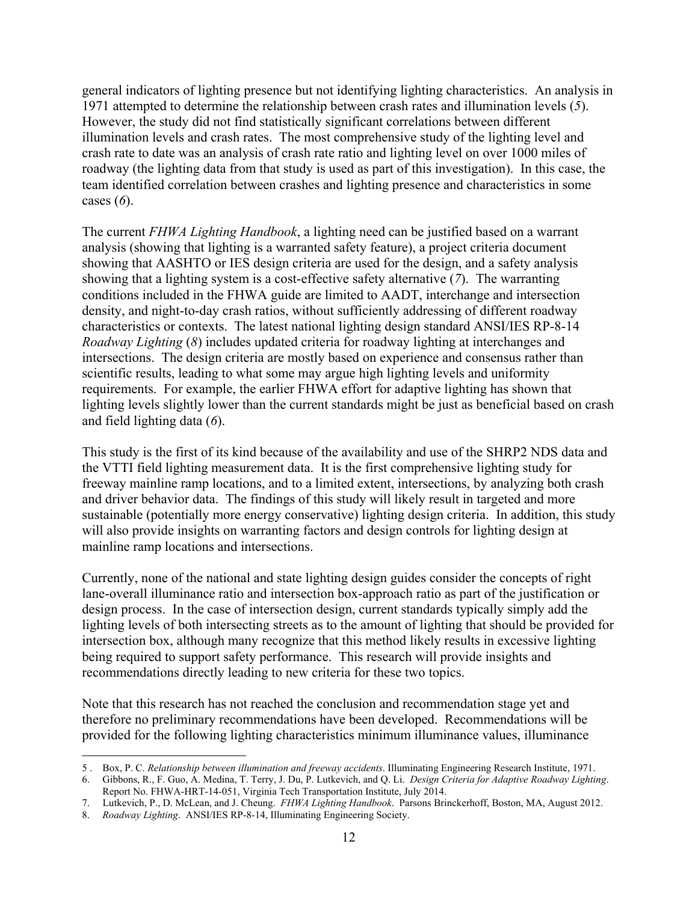general indicators of lighting presence but not identifying lighting characteristics. An analysis in 1971 attempted to determine the relationship between crash rates and illumination levels (*5*). However, the study did not find statistically significant correlations between different illumination levels and crash rates. The most comprehensive study of the lighting level and crash rate to date was an analysis of crash rate ratio and lighting level on over 1000 miles of roadway (the lighting data from that study is used as part of this investigation). In this case, the team identified correlation between crashes and lighting presence and characteristics in some cases (*6*).

The current *FHWA Lighting Handbook*, a lighting need can be justified based on a warrant analysis (showing that lighting is a warranted safety feature), a project criteria document showing that AASHTO or IES design criteria are used for the design, and a safety analysis showing that a lighting system is a cost-effective safety alternative (*7*). The warranting conditions included in the FHWA guide are limited to AADT, interchange and intersection density, and night-to-day crash ratios, without sufficiently addressing of different roadway characteristics or contexts. The latest national lighting design standard ANSI/IES RP-8-14 *Roadway Lighting* (*8*) includes updated criteria for roadway lighting at interchanges and intersections. The design criteria are mostly based on experience and consensus rather than scientific results, leading to what some may argue high lighting levels and uniformity requirements. For example, the earlier FHWA effort for adaptive lighting has shown that lighting levels slightly lower than the current standards might be just as beneficial based on crash and field lighting data (*6*).

This study is the first of its kind because of the availability and use of the SHRP2 NDS data and the VTTI field lighting measurement data. It is the first comprehensive lighting study for freeway mainline ramp locations, and to a limited extent, intersections, by analyzing both crash and driver behavior data. The findings of this study will likely result in targeted and more sustainable (potentially more energy conservative) lighting design criteria. In addition, this study will also provide insights on warranting factors and design controls for lighting design at mainline ramp locations and intersections.

Currently, none of the national and state lighting design guides consider the concepts of right lane-overall illuminance ratio and intersection box-approach ratio as part of the justification or design process. In the case of intersection design, current standards typically simply add the lighting levels of both intersecting streets as to the amount of lighting that should be provided for intersection box, although many recognize that this method likely results in excessive lighting being required to support safety performance. This research will provide insights and recommendations directly leading to new criteria for these two topics.

Note that this research has not reached the conclusion and recommendation stage yet and therefore no preliminary recommendations have been developed. Recommendations will be provided for the following lighting characteristics minimum illuminance values, illuminance

---

5 . Box, P. C. *Relationship between illumination and freeway accidents*. Illuminating Engineering Research Institute, 1971.

6. Gibbons, R., F. Guo, A. Medina, T. Terry, J. Du, P. Lutkevich, and Q. Li. *Design Criteria for Adaptive Roadway Lighting*. Report No. FHWA-HRT-14-051, Virginia Tech Transportation Institute, July 2014.

7. Lutkevich, P., D. McLean, and J. Cheung. *FHWA Lighting Handbook*. Parsons Brinckerhoff, Boston, MA, August 2012.

8. *Roadway Lighting*. ANSI/IES RP-8-14, Illuminating Engineering Society.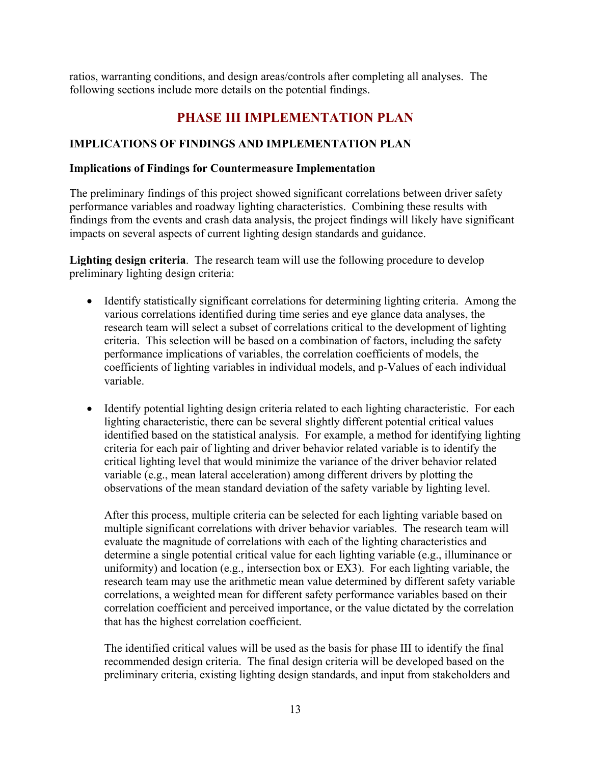ratios, warranting conditions, and design areas/controls after completing all analyses. The following sections include more details on the potential findings.

# PHASE III IMPLEMENTATION PLAN

## IMPLICATIONS OF FINDINGS AND IMPLEMENTATION PLAN

### Implications of Findings for Countermeasure Implementation

The preliminary findings of this project showed significant correlations between driver safety performance variables and roadway lighting characteristics. Combining these results with findings from the events and crash data analysis, the project findings will likely have significant impacts on several aspects of current lighting design standards and guidance.

**Lighting design criteria**. The research team will use the following procedure to develop preliminary lighting design criteria:

- Identify statistically significant correlations for determining lighting criteria. Among the various correlations identified during time series and eye glance data analyses, the research team will select a subset of correlations critical to the development of lighting criteria. This selection will be based on a combination of factors, including the safety performance implications of variables, the correlation coefficients of models, the coefficients of lighting variables in individual models, and p-Values of each individual variable.

- Identify potential lighting design criteria related to each lighting characteristic. For each lighting characteristic, there can be several slightly different potential critical values identified based on the statistical analysis. For example, a method for identifying lighting criteria for each pair of lighting and driver behavior related variable is to identify the critical lighting level that would minimize the variance of the driver behavior related variable (e.g., mean lateral acceleration) among different drivers by plotting the observations of the mean standard deviation of the safety variable by lighting level.

  After this process, multiple criteria can be selected for each lighting variable based on multiple significant correlations with driver behavior variables. The research team will evaluate the magnitude of correlations with each of the lighting characteristics and determine a single potential critical value for each lighting variable (e.g., illuminance or uniformity) and location (e.g., intersection box or EX3). For each lighting variable, the research team may use the arithmetic mean value determined by different safety variable correlations, a weighted mean for different safety performance variables based on their correlation coefficient and perceived importance, or the value dictated by the correlation that has the highest correlation coefficient.

  The identified critical values will be used as the basis for phase III to identify the final recommended design criteria. The final design criteria will be developed based on the preliminary criteria, existing lighting design standards, and input from stakeholders and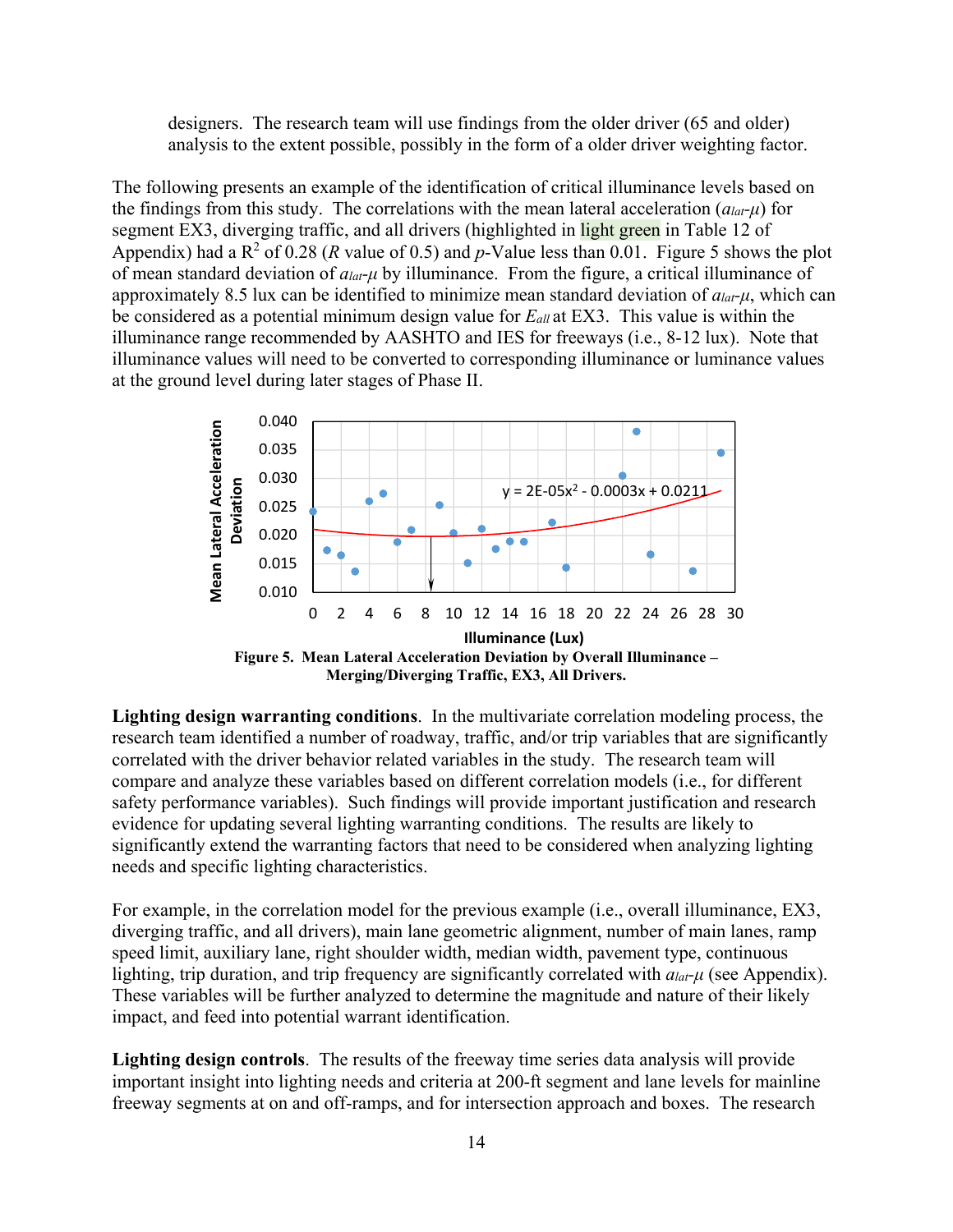designers. The research team will use findings from the older driver (65 and older) analysis to the extent possible, possibly in the form of a older driver weighting factor.

The following presents an example of the identification of critical illuminance levels based on the findings from this study. The correlations with the mean lateral acceleration ($a_{lat}$-$\mu$) for segment EX3, diverging traffic, and all drivers (highlighted in light green in Table 12 of Appendix) had a $R^2$ of 0.28 ($R$ value of 0.5) and $p$-Value less than 0.01. Figure 5 shows the plot of mean standard deviation of $a_{lat}$-$\mu$ by illuminance. From the figure, a critical illuminance of approximately 8.5 lux can be identified to minimize mean standard deviation of $a_{lat}$-$\mu$, which can be considered as a potential minimum design value for $E_{all}$ at EX3. This value is within the illuminance range recommended by AASHTO and IES for freeways (i.e., 8-12 lux). Note that illuminance values will need to be converted to corresponding illuminance or luminance values at the ground level during later stages of Phase II.

Figure 5. Mean Lateral Acceleration Deviation by Overall Illuminance – Merging/Diverging Traffic, EX3, All Drivers.

**Lighting design warranting conditions**. In the multivariate correlation modeling process, the research team identified a number of roadway, traffic, and/or trip variables that are significantly correlated with the driver behavior related variables in the study. The research team will compare and analyze these variables based on different correlation models (i.e., for different safety performance variables). Such findings will provide important justification and research evidence for updating several lighting warranting conditions. The results are likely to significantly extend the warranting factors that need to be considered when analyzing lighting needs and specific lighting characteristics.

For example, in the correlation model for the previous example (i.e., overall illuminance, EX3, diverging traffic, and all drivers), main lane geometric alignment, number of main lanes, ramp speed limit, auxiliary lane, right shoulder width, median width, pavement type, continuous lighting, trip duration, and trip frequency are significantly correlated with $a_{lat}$-$\mu$ (see Appendix). These variables will be further analyzed to determine the magnitude and nature of their likely impact, and feed into potential warrant identification.

**Lighting design controls**. The results of the freeway time series data analysis will provide important insight into lighting needs and criteria at 200-ft segment and lane levels for mainline freeway segments at on and off-ramps, and for intersection approach and boxes. The research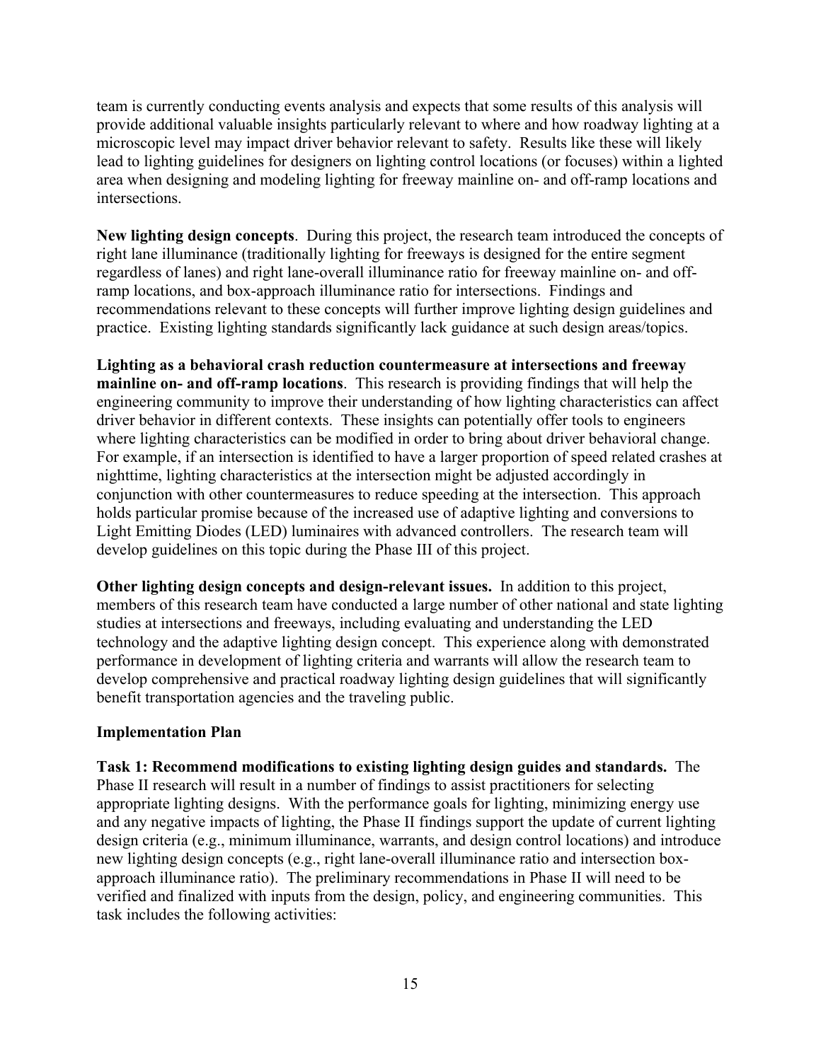team is currently conducting events analysis and expects that some results of this analysis will provide additional valuable insights particularly relevant to where and how roadway lighting at a microscopic level may impact driver behavior relevant to safety. Results like these will likely lead to lighting guidelines for designers on lighting control locations (or focuses) within a lighted area when designing and modeling lighting for freeway mainline on- and off-ramp locations and intersections.

**New lighting design concepts**. During this project, the research team introduced the concepts of right lane illuminance (traditionally lighting for freeways is designed for the entire segment regardless of lanes) and right lane-overall illuminance ratio for freeway mainline on- and off-ramp locations, and box-approach illuminance ratio for intersections. Findings and recommendations relevant to these concepts will further improve lighting design guidelines and practice. Existing lighting standards significantly lack guidance at such design areas/topics.

**Lighting as a behavioral crash reduction countermeasure at intersections and freeway mainline on- and off-ramp locations**. This research is providing findings that will help the engineering community to improve their understanding of how lighting characteristics can affect driver behavior in different contexts. These insights can potentially offer tools to engineers where lighting characteristics can be modified in order to bring about driver behavioral change. For example, if an intersection is identified to have a larger proportion of speed related crashes at nighttime, lighting characteristics at the intersection might be adjusted accordingly in conjunction with other countermeasures to reduce speeding at the intersection. This approach holds particular promise because of the increased use of adaptive lighting and conversions to Light Emitting Diodes (LED) luminaires with advanced controllers. The research team will develop guidelines on this topic during the Phase III of this project.

**Other lighting design concepts and design-relevant issues.** In addition to this project, members of this research team have conducted a large number of other national and state lighting studies at intersections and freeways, including evaluating and understanding the LED technology and the adaptive lighting design concept. This experience along with demonstrated performance in development of lighting criteria and warrants will allow the research team to develop comprehensive and practical roadway lighting design guidelines that will significantly benefit transportation agencies and the traveling public.

**Implementation Plan**

**Task 1: Recommend modifications to existing lighting design guides and standards.** The Phase II research will result in a number of findings to assist practitioners for selecting appropriate lighting designs. With the performance goals for lighting, minimizing energy use and any negative impacts of lighting, the Phase II findings support the update of current lighting design criteria (e.g., minimum illuminance, warrants, and design control locations) and introduce new lighting design concepts (e.g., right lane-overall illuminance ratio and intersection box-approach illuminance ratio). The preliminary recommendations in Phase II will need to be verified and finalized with inputs from the design, policy, and engineering communities. This task includes the following activities: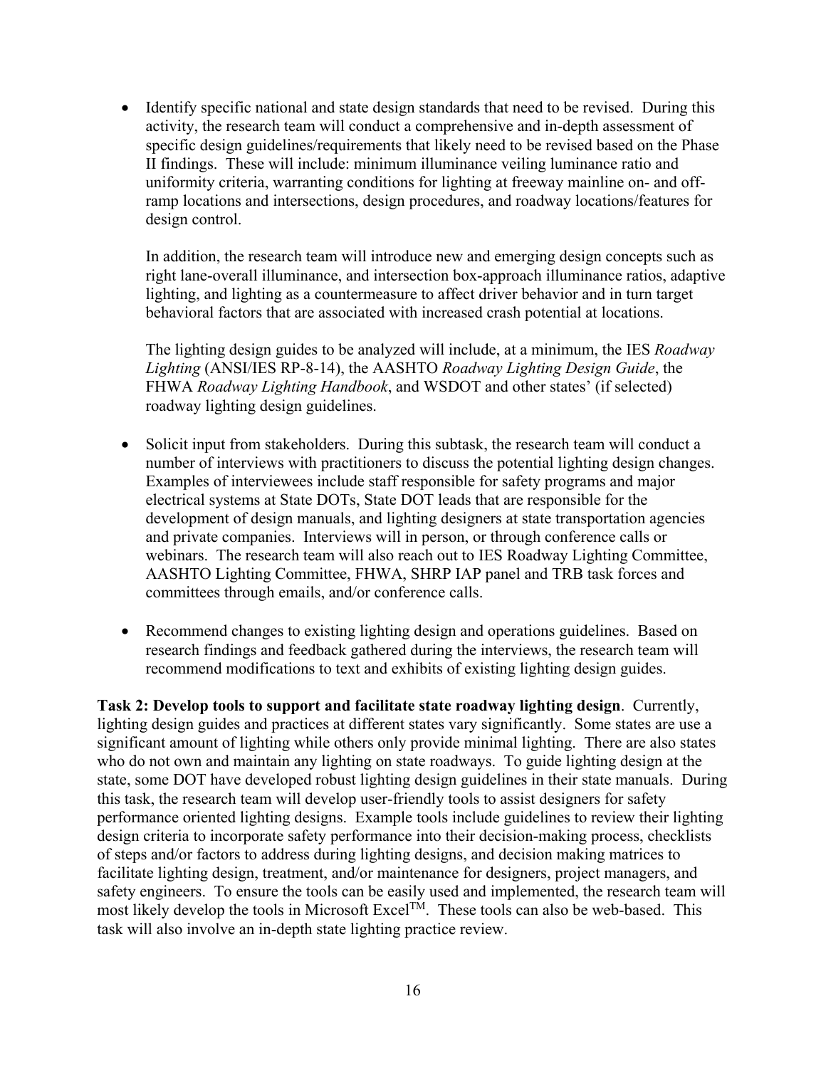- Identify specific national and state design standards that need to be revised. During this activity, the research team will conduct a comprehensive and in-depth assessment of specific design guidelines/requirements that likely need to be revised based on the Phase II findings. These will include: minimum illuminance veiling luminance ratio and uniformity criteria, warranting conditions for lighting at freeway mainline on- and off-ramp locations and intersections, design procedures, and roadway locations/features for design control.

  In addition, the research team will introduce new and emerging design concepts such as right lane-overall illuminance, and intersection box-approach illuminance ratios, adaptive lighting, and lighting as a countermeasure to affect driver behavior and in turn target behavioral factors that are associated with increased crash potential at locations.

  The lighting design guides to be analyzed will include, at a minimum, the IES *Roadway Lighting* (ANSI/IES RP-8-14), the AASHTO *Roadway Lighting Design Guide*, the FHWA *Roadway Lighting Handbook*, and WSDOT and other states' (if selected) roadway lighting design guidelines.

- Solicit input from stakeholders. During this subtask, the research team will conduct a number of interviews with practitioners to discuss the potential lighting design changes. Examples of interviewees include staff responsible for safety programs and major electrical systems at State DOTs, State DOT leads that are responsible for the development of design manuals, and lighting designers at state transportation agencies and private companies. Interviews will in person, or through conference calls or webinars. The research team will also reach out to IES Roadway Lighting Committee, AASHTO Lighting Committee, FHWA, SHRP IAP panel and TRB task forces and committees through emails, and/or conference calls.

- Recommend changes to existing lighting design and operations guidelines. Based on research findings and feedback gathered during the interviews, the research team will recommend modifications to text and exhibits of existing lighting design guides.

**Task 2: Develop tools to support and facilitate state roadway lighting design**. Currently, lighting design guides and practices at different states vary significantly. Some states are use a significant amount of lighting while others only provide minimal lighting. There are also states who do not own and maintain any lighting on state roadways. To guide lighting design at the state, some DOT have developed robust lighting design guidelines in their state manuals. During this task, the research team will develop user-friendly tools to assist designers for safety performance oriented lighting designs. Example tools include guidelines to review their lighting design criteria to incorporate safety performance into their decision-making process, checklists of steps and/or factors to address during lighting designs, and decision making matrices to facilitate lighting design, treatment, and/or maintenance for designers, project managers, and safety engineers. To ensure the tools can be easily used and implemented, the research team will most likely develop the tools in Microsoft Excel™. These tools can also be web-based. This task will also involve an in-depth state lighting practice review.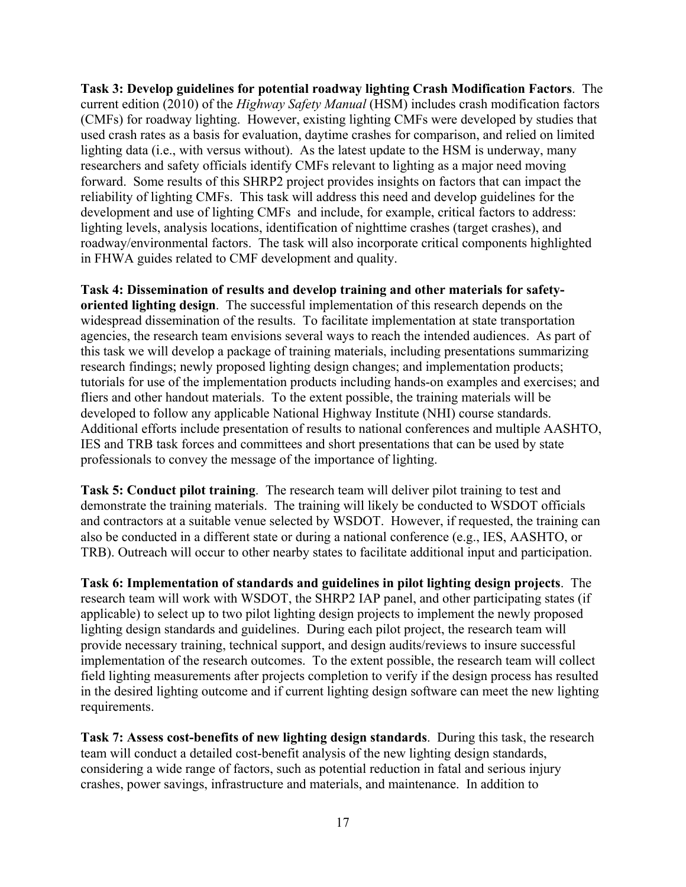**Task 3: Develop guidelines for potential roadway lighting Crash Modification Factors**. The current edition (2010) of the *Highway Safety Manual* (HSM) includes crash modification factors (CMFs) for roadway lighting. However, existing lighting CMFs were developed by studies that used crash rates as a basis for evaluation, daytime crashes for comparison, and relied on limited lighting data (i.e., with versus without). As the latest update to the HSM is underway, many researchers and safety officials identify CMFs relevant to lighting as a major need moving forward. Some results of this SHRP2 project provides insights on factors that can impact the reliability of lighting CMFs. This task will address this need and develop guidelines for the development and use of lighting CMFs and include, for example, critical factors to address: lighting levels, analysis locations, identification of nighttime crashes (target crashes), and roadway/environmental factors. The task will also incorporate critical components highlighted in FHWA guides related to CMF development and quality.

**Task 4: Dissemination of results and develop training and other materials for safety-oriented lighting design**. The successful implementation of this research depends on the widespread dissemination of the results. To facilitate implementation at state transportation agencies, the research team envisions several ways to reach the intended audiences. As part of this task we will develop a package of training materials, including presentations summarizing research findings; newly proposed lighting design changes; and implementation products; tutorials for use of the implementation products including hands-on examples and exercises; and fliers and other handout materials. To the extent possible, the training materials will be developed to follow any applicable National Highway Institute (NHI) course standards. Additional efforts include presentation of results to national conferences and multiple AASHTO, IES and TRB task forces and committees and short presentations that can be used by state professionals to convey the message of the importance of lighting.

**Task 5: Conduct pilot training**. The research team will deliver pilot training to test and demonstrate the training materials. The training will likely be conducted to WSDOT officials and contractors at a suitable venue selected by WSDOT. However, if requested, the training can also be conducted in a different state or during a national conference (e.g., IES, AASHTO, or TRB). Outreach will occur to other nearby states to facilitate additional input and participation.

**Task 6: Implementation of standards and guidelines in pilot lighting design projects**. The research team will work with WSDOT, the SHRP2 IAP panel, and other participating states (if applicable) to select up to two pilot lighting design projects to implement the newly proposed lighting design standards and guidelines. During each pilot project, the research team will provide necessary training, technical support, and design audits/reviews to insure successful implementation of the research outcomes. To the extent possible, the research team will collect field lighting measurements after projects completion to verify if the design process has resulted in the desired lighting outcome and if current lighting design software can meet the new lighting requirements.

**Task 7: Assess cost-benefits of new lighting design standards**. During this task, the research team will conduct a detailed cost-benefit analysis of the new lighting design standards, considering a wide range of factors, such as potential reduction in fatal and serious injury crashes, power savings, infrastructure and materials, and maintenance. In addition to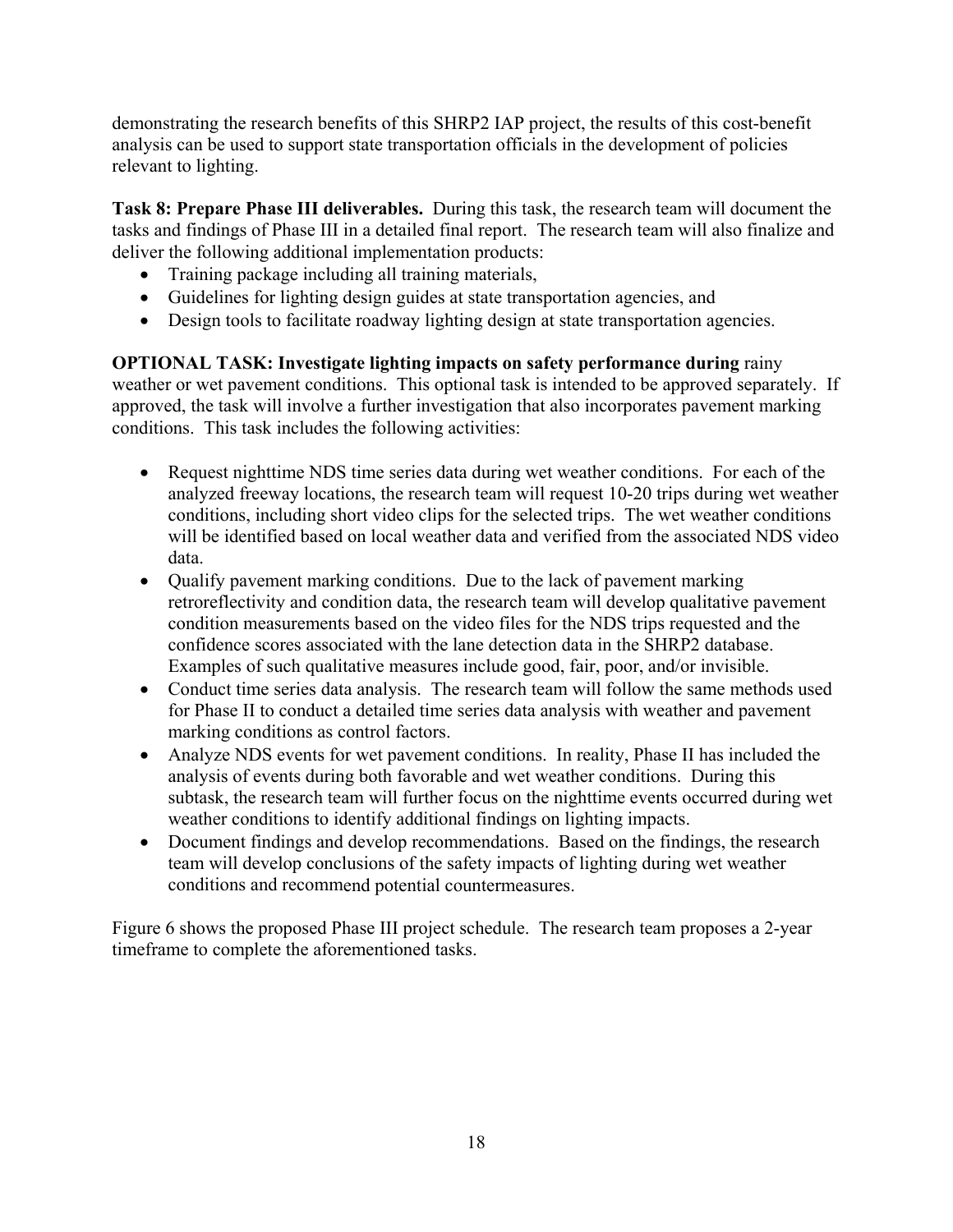demonstrating the research benefits of this SHRP2 IAP project, the results of this cost-benefit analysis can be used to support state transportation officials in the development of policies relevant to lighting.

**Task 8: Prepare Phase III deliverables.** During this task, the research team will document the tasks and findings of Phase III in a detailed final report. The research team will also finalize and deliver the following additional implementation products:

- Training package including all training materials,
- Guidelines for lighting design guides at state transportation agencies, and
- Design tools to facilitate roadway lighting design at state transportation agencies.

**OPTIONAL TASK: Investigate lighting impacts on safety performance during** rainy weather or wet pavement conditions. This optional task is intended to be approved separately. If approved, the task will involve a further investigation that also incorporates pavement marking conditions. This task includes the following activities:

- Request nighttime NDS time series data during wet weather conditions. For each of the analyzed freeway locations, the research team will request 10-20 trips during wet weather conditions, including short video clips for the selected trips. The wet weather conditions will be identified based on local weather data and verified from the associated NDS video data.
- Qualify pavement marking conditions. Due to the lack of pavement marking retroreflectivity and condition data, the research team will develop qualitative pavement condition measurements based on the video files for the NDS trips requested and the confidence scores associated with the lane detection data in the SHRP2 database. Examples of such qualitative measures include good, fair, poor, and/or invisible.
- Conduct time series data analysis. The research team will follow the same methods used for Phase II to conduct a detailed time series data analysis with weather and pavement marking conditions as control factors.
- Analyze NDS events for wet pavement conditions. In reality, Phase II has included the analysis of events during both favorable and wet weather conditions. During this subtask, the research team will further focus on the nighttime events occurred during wet weather conditions to identify additional findings on lighting impacts.
- Document findings and develop recommendations. Based on the findings, the research team will develop conclusions of the safety impacts of lighting during wet weather conditions and recommend potential countermeasures.

Figure 6 shows the proposed Phase III project schedule. The research team proposes a 2-year timeframe to complete the aforementioned tasks.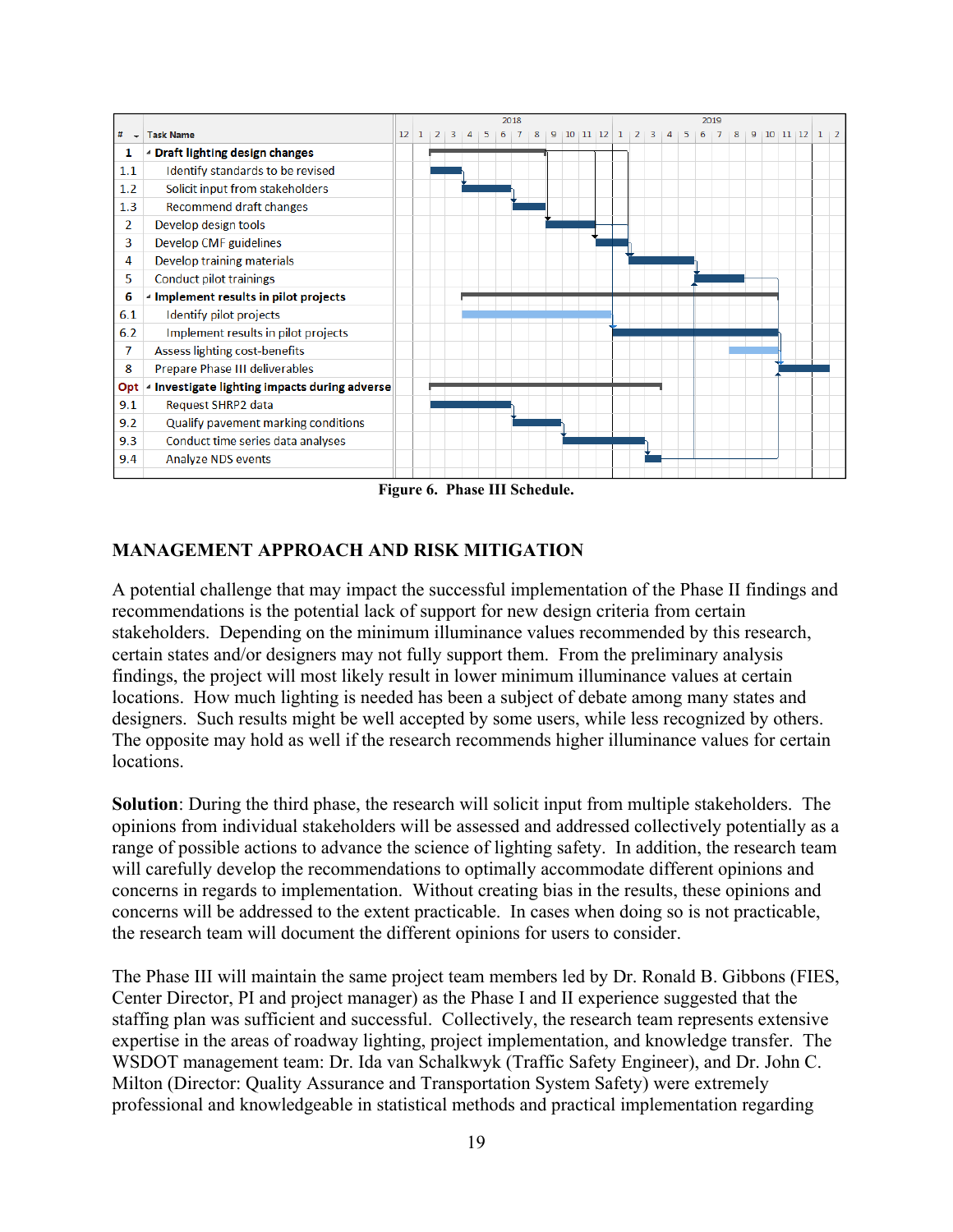| # | Task Name |
|---|---|
| 1 | Draft lighting design changes |
| 1.1 | Identify standards to be revised |
| 1.2 | Solicit input from stakeholders |
| 1.3 | Recommend draft changes |
| 2 | Develop design tools |
| 3 | Develop CMF guidelines |
| 4 | Develop training materials |
| 5 | Conduct pilot trainings |
| 6 | Implement results in pilot projects |
| 6.1 | Identify pilot projects |
| 6.2 | Implement results in pilot projects |
| 7 | Assess lighting cost-benefits |
| 8 | Prepare Phase III deliverables |
| Opt | Investigate lighting impacts during adverse |
| 9.1 | Request SHRP2 data |
| 9.2 | Qualify pavement marking conditions |
| 9.3 | Conduct time series data analyses |
| 9.4 | Analyze NDS events |

**Figure 6. Phase III Schedule.**

## MANAGEMENT APPROACH AND RISK MITIGATION

A potential challenge that may impact the successful implementation of the Phase II findings and recommendations is the potential lack of support for new design criteria from certain stakeholders. Depending on the minimum illuminance values recommended by this research, certain states and/or designers may not fully support them. From the preliminary analysis findings, the project will most likely result in lower minimum illuminance values at certain locations. How much lighting is needed has been a subject of debate among many states and designers. Such results might be well accepted by some users, while less recognized by others. The opposite may hold as well if the research recommends higher illuminance values for certain locations.

**Solution**: During the third phase, the research will solicit input from multiple stakeholders. The opinions from individual stakeholders will be assessed and addressed collectively potentially as a range of possible actions to advance the science of lighting safety. In addition, the research team will carefully develop the recommendations to optimally accommodate different opinions and concerns in regards to implementation. Without creating bias in the results, these opinions and concerns will be addressed to the extent practicable. In cases when doing so is not practicable, the research team will document the different opinions for users to consider.

The Phase III will maintain the same project team members led by Dr. Ronald B. Gibbons (FIES, Center Director, PI and project manager) as the Phase I and II experience suggested that the staffing plan was sufficient and successful. Collectively, the research team represents extensive expertise in the areas of roadway lighting, project implementation, and knowledge transfer. The WSDOT management team: Dr. Ida van Schalkwyk (Traffic Safety Engineer), and Dr. John C. Milton (Director: Quality Assurance and Transportation System Safety) were extremely professional and knowledgeable in statistical methods and practical implementation regarding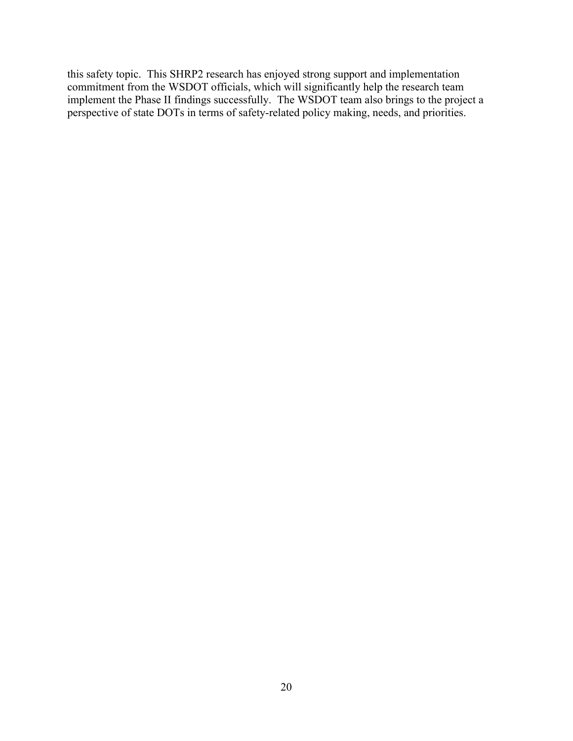this safety topic. This SHRP2 research has enjoyed strong support and implementation commitment from the WSDOT officials, which will significantly help the research team implement the Phase II findings successfully. The WSDOT team also brings to the project a perspective of state DOTs in terms of safety-related policy making, needs, and priorities.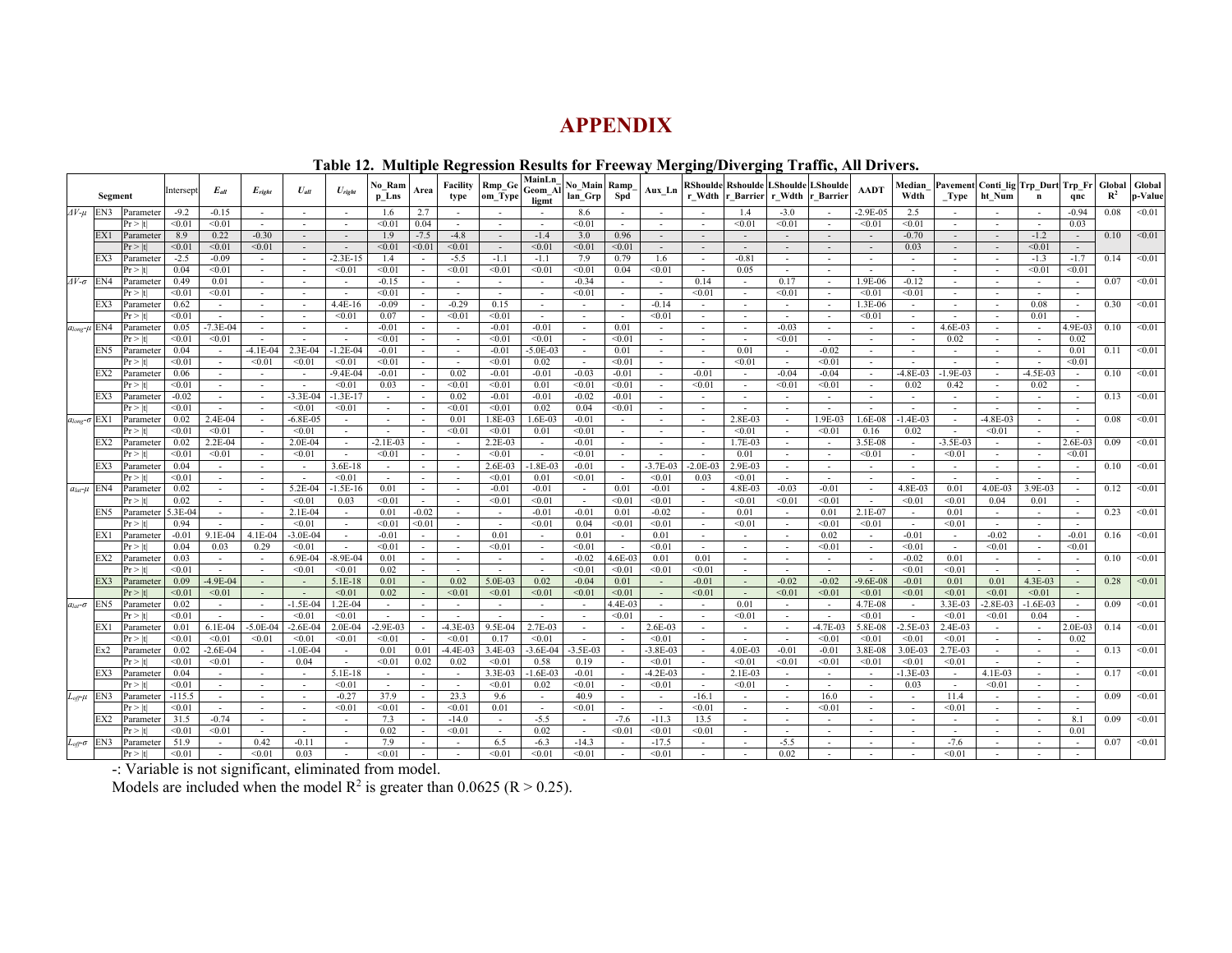# APPENDIX

**Table 12. Multiple Regression Results for Freeway Merging/Diverging Traffic, All Drivers.**

| Segment | | | Intersept | $E_{all}$ | $E_{right}$ | $U_{all}$ | $U_{right}$ | No_Ramp_Lns | Area | Facility type | Rmp_Geom_Type | MainLn_Geom_Alligmt | No_Main lan_Grp | Ramp_Spd | Aux_Ln | RShoulder_Wdth | RShoulder_Barrier | LShoulder_Wdth | LShoulder_Barrier | AADT | Median_Wdth | Pavement_Type | Conti_light_Num | Trp_Durtn | Trp_Frqnc | Global $R^2$ | Global p-Value |
|---|---|---|---|---|---|---|---|---|---|---|---|---|---|---|---|---|---|---|---|---|---|---|---|---|---|---|---|
| $\Delta V$-$\mu$ | EN3 | Parameter | -9.2 | -0.15 | - | - | - | 1.6 | 2.7 | - | - | - | 8.6 | - | - | - | 1.4 | -3.0 | - | -2.9E-05 | 2.5 | - | - | - | -0.94 | 0.08 | <0.01 |
| | | Pr > \|t\| | <0.01 | <0.01 | - | - | - | <0.01 | 0.04 | - | - | - | <0.01 | - | - | - | <0.01 | <0.01 | - | <0.01 | <0.01 | - | - | - | 0.03 | | |
| | EX1 | Parameter | 8.9 | 0.22 | -0.30 | - | - | 1.9 | -7.5 | -4.8 | - | -1.4 | 3.0 | 0.96 | - | - | - | - | - | - | -0.70 | - | - | -1.2 | - | 0.10 | <0.01 |
| | | Pr > \|t\| | <0.01 | <0.01 | <0.01 | - | - | <0.01 | <0.01 | <0.01 | - | <0.01 | <0.01 | <0.01 | - | - | - | - | - | - | 0.03 | - | - | <0.01 | - | | |
| | EX3 | Parameter | -2.5 | -0.09 | - | - | -2.3E-15 | 1.4 | - | -5.5 | -1.1 | -1.1 | 7.9 | 0.79 | 1.6 | - | -0.81 | - | - | - | - | - | - | -1.3 | -1.7 | 0.14 | <0.01 |
| | | Pr > \|t\| | 0.04 | <0.01 | - | - | <0.01 | <0.01 | - | <0.01 | <0.01 | <0.01 | <0.01 | 0.04 | <0.01 | - | 0.05 | - | - | - | - | - | - | <0.01 | <0.01 | | |
| $\Delta V$-$\sigma$ | EN4 | Parameter | 0.49 | 0.01 | - | - | - | -0.15 | - | - | - | - | -0.34 | - | - | 0.14 | - | 0.17 | - | 1.9E-06 | -0.12 | - | - | - | - | 0.07 | <0.01 |
| | | Pr > \|t\| | <0.01 | <0.01 | - | - | - | <0.01 | - | - | - | - | <0.01 | - | - | <0.01 | - | <0.01 | - | <0.01 | <0.01 | - | - | - | - | | |
| | EX3 | Parameter | 0.62 | - | - | - | 4.4E-16 | -0.09 | - | -0.29 | 0.15 | - | - | - | -0.14 | - | - | - | - | 1.3E-06 | - | - | - | 0.08 | - | 0.30 | <0.01 |
| | | Pr > \|t\| | <0.01 | - | - | - | <0.01 | 0.07 | - | <0.01 | <0.01 | - | - | - | <0.01 | - | - | - | - | <0.01 | - | - | - | 0.01 | - | | |
| $a_{long}$-$\mu$ | EN4 | Parameter | 0.05 | -7.3E-04 | - | - | - | -0.01 | - | - | -0.01 | -0.01 | - | 0.01 | - | - | - | -0.03 | - | - | - | 4.6E-03 | - | - | 4.9E-03 | 0.10 | <0.01 |
| | | Pr > \|t\| | <0.01 | <0.01 | - | - | - | <0.01 | - | - | <0.01 | <0.01 | - | <0.01 | - | - | - | <0.01 | - | - | - | 0.02 | - | - | 0.02 | | |
| | EN5 | Parameter | 0.04 | - | -4.1E-04 | 2.3E-04 | -1.2E-04 | -0.01 | - | - | -0.01 | -5.0E-03 | - | 0.01 | - | - | 0.01 | - | -0.02 | - | - | - | - | - | 0.01 | 0.11 | <0.01 |
| | | Pr > \|t\| | <0.01 | - | <0.01 | <0.01 | <0.01 | <0.01 | - | - | <0.01 | 0.02 | - | <0.01 | - | - | <0.01 | - | <0.01 | - | - | - | - | - | <0.01 | | |
| | EX2 | Parameter | 0.06 | - | - | - | -9.4E-04 | -0.01 | - | 0.02 | -0.01 | -0.01 | -0.03 | -0.01 | - | -0.01 | - | -0.04 | -0.04 | - | -4.8E-03 | -1.9E-03 | - | -4.5E-03 | - | 0.10 | <0.01 |
| | | Pr > \|t\| | <0.01 | - | - | - | <0.01 | 0.03 | - | <0.01 | <0.01 | 0.01 | <0.01 | <0.01 | - | <0.01 | - | <0.01 | <0.01 | - | 0.02 | 0.42 | - | 0.02 | - | | |
| | EX3 | Parameter | -0.02 | - | - | -3.3E-04 | -1.3E-17 | - | - | 0.02 | -0.01 | -0.01 | -0.02 | -0.01 | - | - | - | - | - | - | - | - | - | - | - | 0.13 | <0.01 |
| | | Pr > \|t\| | <0.01 | - | - | <0.01 | <0.01 | - | - | <0.01 | <0.01 | 0.02 | 0.04 | <0.01 | - | - | - | - | - | - | - | - | - | - | - | | |
| $a_{long}$-$\sigma$ | EX1 | Parameter | 0.02 | 2.4E-04 | - | -6.8E-05 | - | - | - | 0.01 | 1.8E-03 | 1.6E-03 | -0.01 | - | - | - | 2.8E-03 | - | 1.9E-03 | 1.6E-08 | -1.4E-03 | - | -4.8E-03 | - | - | 0.08 | <0.01 |
| | | Pr > \|t\| | <0.01 | <0.01 | - | <0.01 | - | - | - | <0.01 | <0.01 | 0.01 | <0.01 | - | - | - | <0.01 | - | <0.01 | 0.16 | 0.02 | - | <0.01 | - | - | | |
| | EX2 | Parameter | 0.02 | 2.2E-04 | - | 2.0E-04 | - | -2.1E-03 | - | - | 2.2E-03 | - | -0.01 | - | - | - | 1.7E-03 | - | - | 3.5E-08 | - | -3.5E-03 | - | - | 2.6E-03 | 0.09 | <0.01 |
| | | Pr > \|t\| | <0.01 | <0.01 | - | <0.01 | - | <0.01 | - | - | <0.01 | - | <0.01 | - | - | - | 0.01 | - | - | <0.01 | - | <0.01 | - | - | <0.01 | | |
| | EX3 | Parameter | 0.04 | - | - | - | 3.6E-18 | - | - | - | 2.6E-03 | -1.8E-03 | -0.01 | - | -3.7E-03 | -2.0E-03 | 2.9E-03 | - | - | - | - | - | - | - | - | 0.10 | <0.01 |
| | | Pr > \|t\| | <0.01 | - | - | - | <0.01 | - | - | - | <0.01 | 0.01 | <0.01 | - | <0.01 | 0.03 | <0.01 | - | - | - | - | - | - | - | - | | |
| $a_{lat}$-$\mu$ | EN4 | Parameter | 0.02 | - | - | 5.2E-04 | -1.5E-16 | 0.01 | - | - | -0.01 | -0.01 | - | 0.01 | -0.01 | - | 4.8E-03 | -0.03 | -0.01 | - | 4.8E-03 | 0.01 | 4.0E-03 | 3.9E-03 | - | 0.12 | <0.01 |
| | | Pr > \|t\| | 0.02 | - | - | <0.01 | 0.03 | <0.01 | - | - | <0.01 | <0.01 | - | <0.01 | <0.01 | - | <0.01 | <0.01 | <0.01 | - | <0.01 | <0.01 | 0.04 | 0.01 | - | | |
| | EN5 | Parameter | 5.3E-04 | - | - | 2.1E-04 | - | 0.01 | -0.02 | - | - | -0.01 | -0.01 | 0.01 | -0.02 | - | 0.01 | - | 0.01 | 2.1E-07 | - | 0.01 | - | - | - | 0.23 | <0.01 |
| | | Pr > \|t\| | 0.94 | - | - | <0.01 | - | <0.01 | <0.01 | - | - | <0.01 | 0.04 | <0.01 | <0.01 | - | <0.01 | - | <0.01 | <0.01 | - | <0.01 | - | - | - | | |
| | EX1 | Parameter | -0.01 | 9.1E-04 | 4.1E-04 | -3.0E-04 | - | -0.01 | - | - | 0.01 | - | 0.01 | - | 0.01 | - | - | - | 0.02 | - | -0.01 | - | -0.02 | - | -0.01 | 0.16 | <0.01 |
| | | Pr > \|t\| | 0.04 | 0.03 | 0.29 | <0.01 | - | <0.01 | - | - | <0.01 | - | <0.01 | - | <0.01 | - | - | - | <0.01 | - | <0.01 | - | <0.01 | - | <0.01 | | |
| | EX2 | Parameter | 0.03 | - | - | 6.9E-04 | -8.9E-04 | 0.01 | - | - | - | - | -0.02 | 4.6E-03 | 0.01 | 0.01 | - | - | - | - | -0.02 | 0.01 | - | - | - | 0.10 | <0.01 |
| | | Pr > \|t\| | <0.01 | - | - | <0.01 | <0.01 | 0.02 | - | - | - | - | <0.01 | <0.01 | <0.01 | <0.01 | - | - | - | - | <0.01 | <0.01 | - | - | - | | |
| | EX3 | Parameter | 0.09 | -4.9E-04 | - | - | 5.1E-18 | 0.01 | - | 0.02 | 5.0E-03 | 0.02 | -0.04 | 0.01 | - | -0.01 | - | -0.02 | -0.02 | -9.6E-08 | -0.01 | 0.01 | 0.01 | 4.3E-03 | - | 0.28 | <0.01 |
| | | Pr > \|t\| | <0.01 | <0.01 | - | - | <0.01 | 0.02 | - | <0.01 | <0.01 | <0.01 | <0.01 | <0.01 | - | <0.01 | - | <0.01 | <0.01 | <0.01 | <0.01 | <0.01 | <0.01 | <0.01 | - | | |
| $a_{lat}$-$\sigma$ | EN5 | Parameter | 0.02 | - | - | -1.5E-04 | 1.2E-04 | - | - | - | - | - | - | 4.4E-03 | - | - | 0.01 | - | - | 4.7E-08 | - | 3.3E-03 | -2.8E-03 | -1.6E-03 | - | 0.09 | <0.01 |
| | | Pr > \|t\| | <0.01 | - | - | <0.01 | <0.01 | - | - | - | - | - | - | <0.01 | - | - | <0.01 | - | - | <0.01 | - | <0.01 | <0.01 | 0.04 | - | | |
| | EX1 | Parameter | 0.01 | 6.1E-04 | -5.0E-04 | -2.6E-04 | 2.0E-04 | -2.9E-03 | - | -4.3E-03 | 9.5E-04 | 2.7E-03 | - | - | 2.6E-03 | - | - | - | -4.7E-03 | 5.8E-08 | -2.5E-03 | 2.4E-03 | - | - | 2.0E-03 | 0.14 | <0.01 |
| | | Pr > \|t\| | <0.01 | <0.01 | <0.01 | <0.01 | <0.01 | <0.01 | - | <0.01 | 0.17 | <0.01 | - | - | <0.01 | - | - | - | <0.01 | <0.01 | <0.01 | <0.01 | - | - | 0.02 | | |
| | Ex2 | Parameter | 0.02 | -2.6E-04 | - | -1.0E-04 | - | 0.01 | 0.01 | -4.4E-03 | 3.4E-03 | -3.6E-04 | -3.5E-03 | - | -3.8E-03 | - | 4.0E-03 | -0.01 | -0.01 | 3.8E-08 | 3.0E-03 | 2.7E-03 | - | - | - | 0.13 | <0.01 |
| | | Pr > \|t\| | <0.01 | <0.01 | - | 0.04 | - | <0.01 | 0.02 | 0.02 | <0.01 | 0.58 | 0.19 | - | <0.01 | - | <0.01 | <0.01 | <0.01 | <0.01 | <0.01 | <0.01 | - | - | - | | |
| | EX3 | Parameter | 0.04 | - | - | - | 5.1E-18 | - | - | - | 3.3E-03 | -1.6E-03 | -0.01 | - | -4.2E-03 | - | 2.1E-03 | - | - | - | -1.3E-03 | - | 4.1E-03 | - | - | 0.17 | <0.01 |
| | | Pr > \|t\| | <0.01 | - | - | - | <0.01 | - | - | - | <0.01 | 0.02 | <0.01 | - | <0.01 | - | <0.01 | - | - | - | 0.03 | - | <0.01 | - | - | | |
| $L_{off}$-$\mu$ | EN3 | Parameter | -115.5 | - | - | - | -0.27 | 37.9 | - | 23.3 | 9.6 | - | 40.9 | - | - | -16.1 | - | - | 16.0 | - | - | 11.4 | - | - | - | 0.09 | <0.01 |
| | | Pr > \|t\| | <0.01 | - | - | - | <0.01 | <0.01 | - | <0.01 | 0.01 | - | <0.01 | - | - | <0.01 | - | - | <0.01 | - | - | <0.01 | - | - | - | | |
| | EX2 | Parameter | 31.5 | -0.74 | - | - | - | 7.3 | - | -14.0 | - | -5.5 | - | -7.6 | -11.3 | 13.5 | - | - | - | - | - | - | - | - | 8.1 | 0.09 | <0.01 |
| | | Pr > \|t\| | <0.01 | <0.01 | - | - | - | 0.02 | - | <0.01 | - | 0.02 | - | <0.01 | <0.01 | <0.01 | - | - | - | - | - | - | - | - | 0.01 | | |
| $L_{off}$-$\sigma$ | EN3 | Parameter | 51.9 | - | 0.42 | -0.11 | - | 7.9 | - | - | 6.5 | -6.3 | -14.3 | - | -17.5 | - | - | -5.5 | - | - | - | -7.6 | - | - | - | 0.07 | <0.01 |
| | | Pr > \|t\| | <0.01 | - | <0.01 | 0.03 | - | <0.01 | - | - | <0.01 | <0.01 | <0.01 | - | <0.01 | - | - | 0.02 | - | - | - | <0.01 | - | - | - | | |

-: Variable is not significant, eliminated from model.

Models are included when the model $R^2$ is greater than 0.0625 ($R > 0.25$).